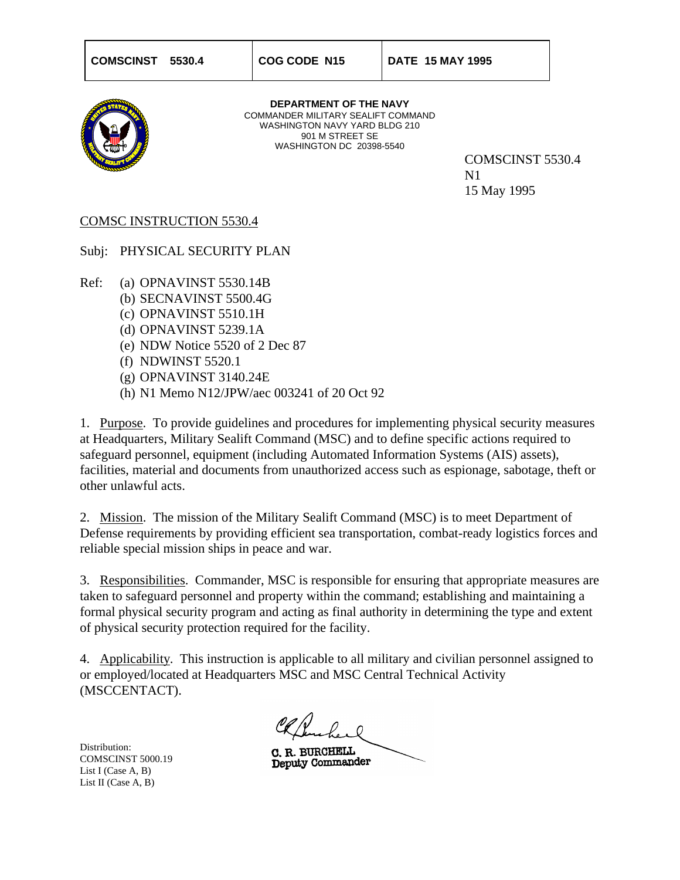| COMSCINST 5530.4 | COG CODE N15 | DATE 15 MAY 1995 |
| --- | --- | --- |

**DEPARTMENT OF THE NAVY**
COMMANDER MILITARY SEALIFT COMMAND
WASHINGTON NAVY YARD BLDG 210
901 M STREET SE
WASHINGTON DC 20398-5540

COMSCINST 5530.4
N1
15 May 1995

COMSC INSTRUCTION 5530.4

Subj: PHYSICAL SECURITY PLAN

Ref:
- (a) OPNAVINST 5530.14B
- (b) SECNAVINST 5500.4G
- (c) OPNAVINST 5510.1H
- (d) OPNAVINST 5239.1A
- (e) NDW Notice 5520 of 2 Dec 87
- (f) NDWINST 5520.1
- (g) OPNAVINST 3140.24E
- (h) N1 Memo N12/JPW/aec 003241 of 20 Oct 92

1. Purpose. To provide guidelines and procedures for implementing physical security measures at Headquarters, Military Sealift Command (MSC) and to define specific actions required to safeguard personnel, equipment (including Automated Information Systems (AIS) assets), facilities, material and documents from unauthorized access such as espionage, sabotage, theft or other unlawful acts.

2. Mission. The mission of the Military Sealift Command (MSC) is to meet Department of Defense requirements by providing efficient sea transportation, combat-ready logistics forces and reliable special mission ships in peace and war.

3. Responsibilities. Commander, MSC is responsible for ensuring that appropriate measures are taken to safeguard personnel and property within the command; establishing and maintaining a formal physical security program and acting as final authority in determining the type and extent of physical security protection required for the facility.

4. Applicability. This instruction is applicable to all military and civilian personnel assigned to or employed/located at Headquarters MSC and MSC Central Technical Activity (MSCCENTACT).

C. R. BURCHELL
Deputy Commander

Distribution:
COMSCINST 5000.19
List I (Case A, B)
List II (Case A, B)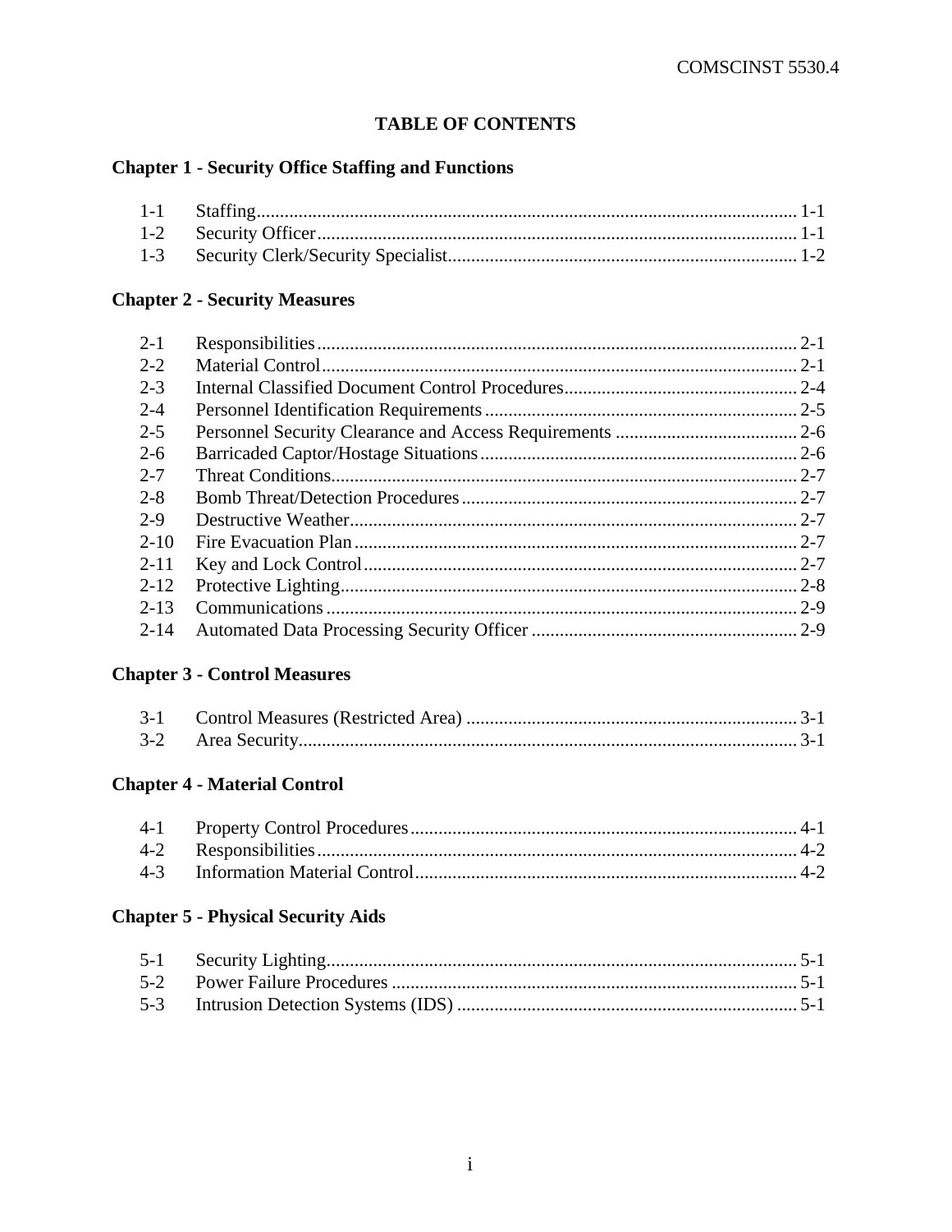# TABLE OF CONTENTS

## Chapter 1 - Security Office Staffing and Functions

| | | |
|---|---|---|
| 1-1 | Staffing | 1-1 |
| 1-2 | Security Officer | 1-1 |
| 1-3 | Security Clerk/Security Specialist | 1-2 |

## Chapter 2 - Security Measures

| | | |
|---|---|---|
| 2-1 | Responsibilities | 2-1 |
| 2-2 | Material Control | 2-1 |
| 2-3 | Internal Classified Document Control Procedures | 2-4 |
| 2-4 | Personnel Identification Requirements | 2-5 |
| 2-5 | Personnel Security Clearance and Access Requirements | 2-6 |
| 2-6 | Barricaded Captor/Hostage Situations | 2-6 |
| 2-7 | Threat Conditions | 2-7 |
| 2-8 | Bomb Threat/Detection Procedures | 2-7 |
| 2-9 | Destructive Weather | 2-7 |
| 2-10 | Fire Evacuation Plan | 2-7 |
| 2-11 | Key and Lock Control | 2-7 |
| 2-12 | Protective Lighting | 2-8 |
| 2-13 | Communications | 2-9 |
| 2-14 | Automated Data Processing Security Officer | 2-9 |

## Chapter 3 - Control Measures

| | | |
|---|---|---|
| 3-1 | Control Measures (Restricted Area) | 3-1 |
| 3-2 | Area Security | 3-1 |

## Chapter 4 - Material Control

| | | |
|---|---|---|
| 4-1 | Property Control Procedures | 4-1 |
| 4-2 | Responsibilities | 4-2 |
| 4-3 | Information Material Control | 4-2 |

## Chapter 5 - Physical Security Aids

| | | |
|---|---|---|
| 5-1 | Security Lighting | 5-1 |
| 5-2 | Power Failure Procedures | 5-1 |
| 5-3 | Intrusion Detection Systems (IDS) | 5-1 |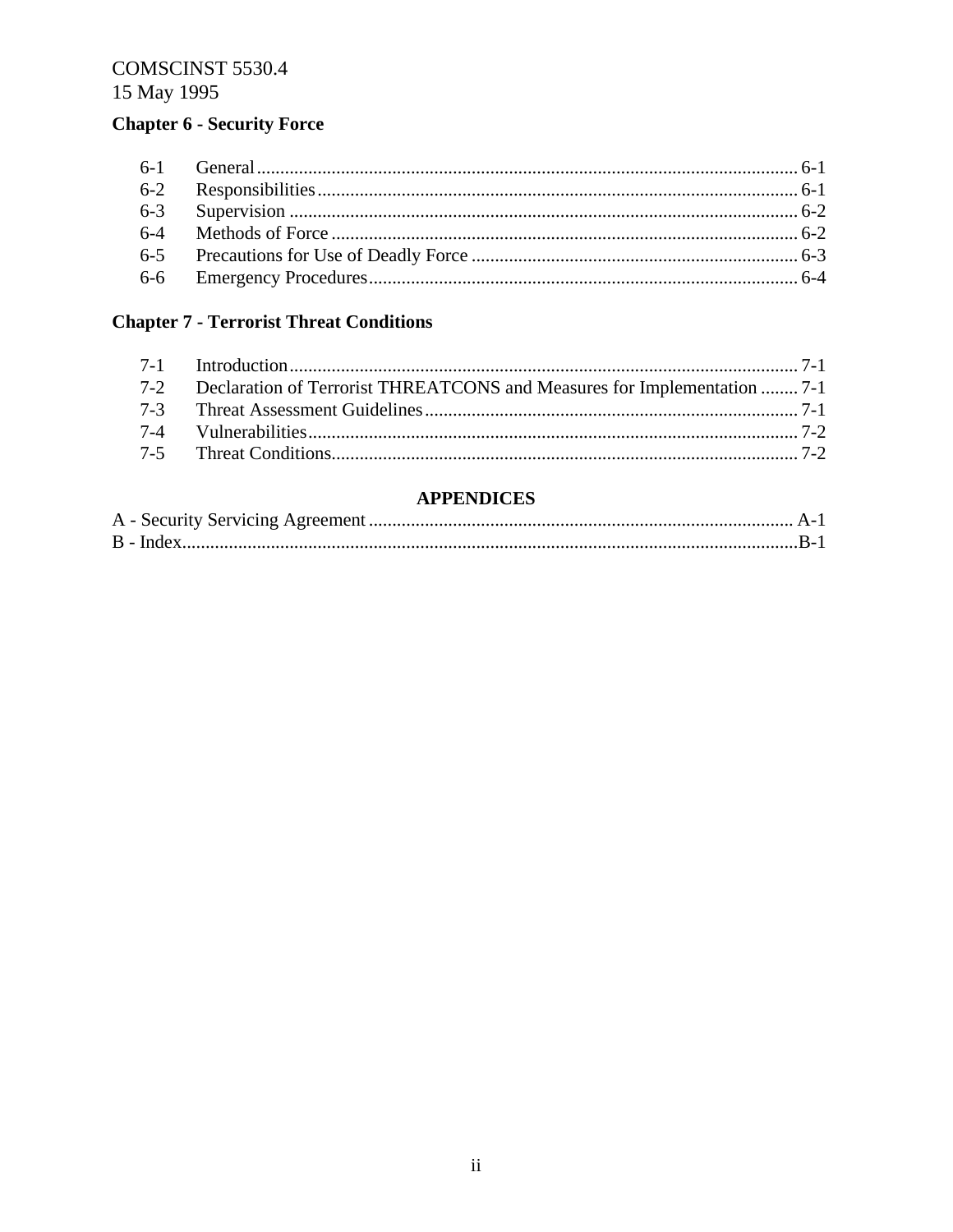**Chapter 6 - Security Force**

| | | |
|---|---|---|
| 6-1 | General | 6-1 |
| 6-2 | Responsibilities | 6-1 |
| 6-3 | Supervision | 6-2 |
| 6-4 | Methods of Force | 6-2 |
| 6-5 | Precautions for Use of Deadly Force | 6-3 |
| 6-6 | Emergency Procedures | 6-4 |

**Chapter 7 - Terrorist Threat Conditions**

| | | |
|---|---|---|
| 7-1 | Introduction | 7-1 |
| 7-2 | Declaration of Terrorist THREATCONS and Measures for Implementation | 7-1 |
| 7-3 | Threat Assessment Guidelines | 7-1 |
| 7-4 | Vulnerabilities | 7-2 |
| 7-5 | Threat Conditions | 7-2 |

**APPENDICES**

| | |
|---|---|
| A - Security Servicing Agreement | A-1 |
| B - Index | B-1 |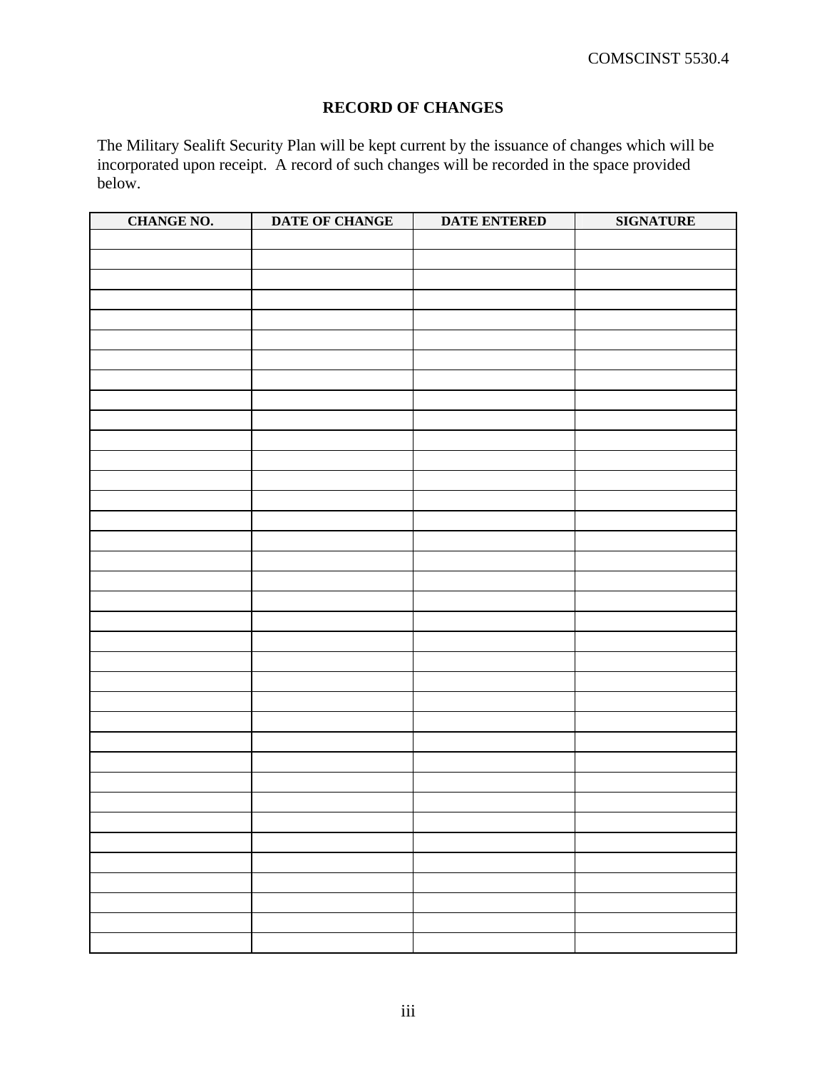## RECORD OF CHANGES

The Military Sealift Security Plan will be kept current by the issuance of changes which will be incorporated upon receipt. A record of such changes will be recorded in the space provided below.

| CHANGE NO. | DATE OF CHANGE | DATE ENTERED | SIGNATURE |
|---|---|---|---|
| | | | |
| | | | |
| | | | |
| | | | |
| | | | |
| | | | |
| | | | |
| | | | |
| | | | |
| | | | |
| | | | |
| | | | |
| | | | |
| | | | |
| | | | |
| | | | |
| | | | |
| | | | |
| | | | |
| | | | |
| | | | |
| | | | |
| | | | |
| | | | |
| | | | |
| | | | |
| | | | |
| | | | |
| | | | |
| | | | |
| | | | |
| | | | |
| | | | |
| | | | |
| | | | |
| | | | |
| | | | |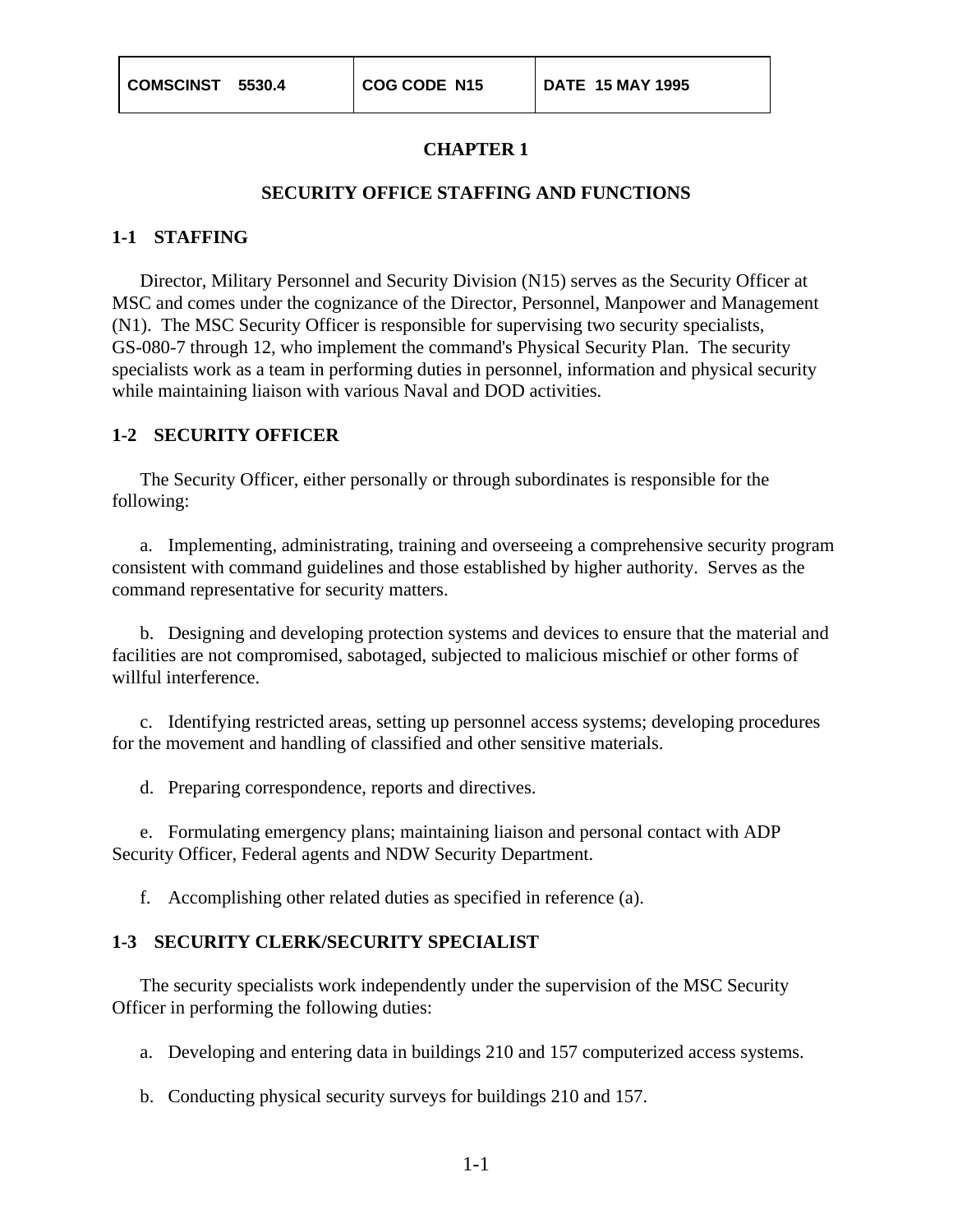| COMSCINST 5530.4 | COG CODE N15 | DATE 15 MAY 1995 |
|---|---|---|

# CHAPTER 1

## SECURITY OFFICE STAFFING AND FUNCTIONS

### 1-1 STAFFING

Director, Military Personnel and Security Division (N15) serves as the Security Officer at MSC and comes under the cognizance of the Director, Personnel, Manpower and Management (N1). The MSC Security Officer is responsible for supervising two security specialists, GS-080-7 through 12, who implement the command's Physical Security Plan. The security specialists work as a team in performing duties in personnel, information and physical security while maintaining liaison with various Naval and DOD activities.

### 1-2 SECURITY OFFICER

The Security Officer, either personally or through subordinates is responsible for the following:

a. Implementing, administrating, training and overseeing a comprehensive security program consistent with command guidelines and those established by higher authority. Serves as the command representative for security matters.

b. Designing and developing protection systems and devices to ensure that the material and facilities are not compromised, sabotaged, subjected to malicious mischief or other forms of willful interference.

c. Identifying restricted areas, setting up personnel access systems; developing procedures for the movement and handling of classified and other sensitive materials.

d. Preparing correspondence, reports and directives.

e. Formulating emergency plans; maintaining liaison and personal contact with ADP Security Officer, Federal agents and NDW Security Department.

f. Accomplishing other related duties as specified in reference (a).

### 1-3 SECURITY CLERK/SECURITY SPECIALIST

The security specialists work independently under the supervision of the MSC Security Officer in performing the following duties:

a. Developing and entering data in buildings 210 and 157 computerized access systems.

b. Conducting physical security surveys for buildings 210 and 157.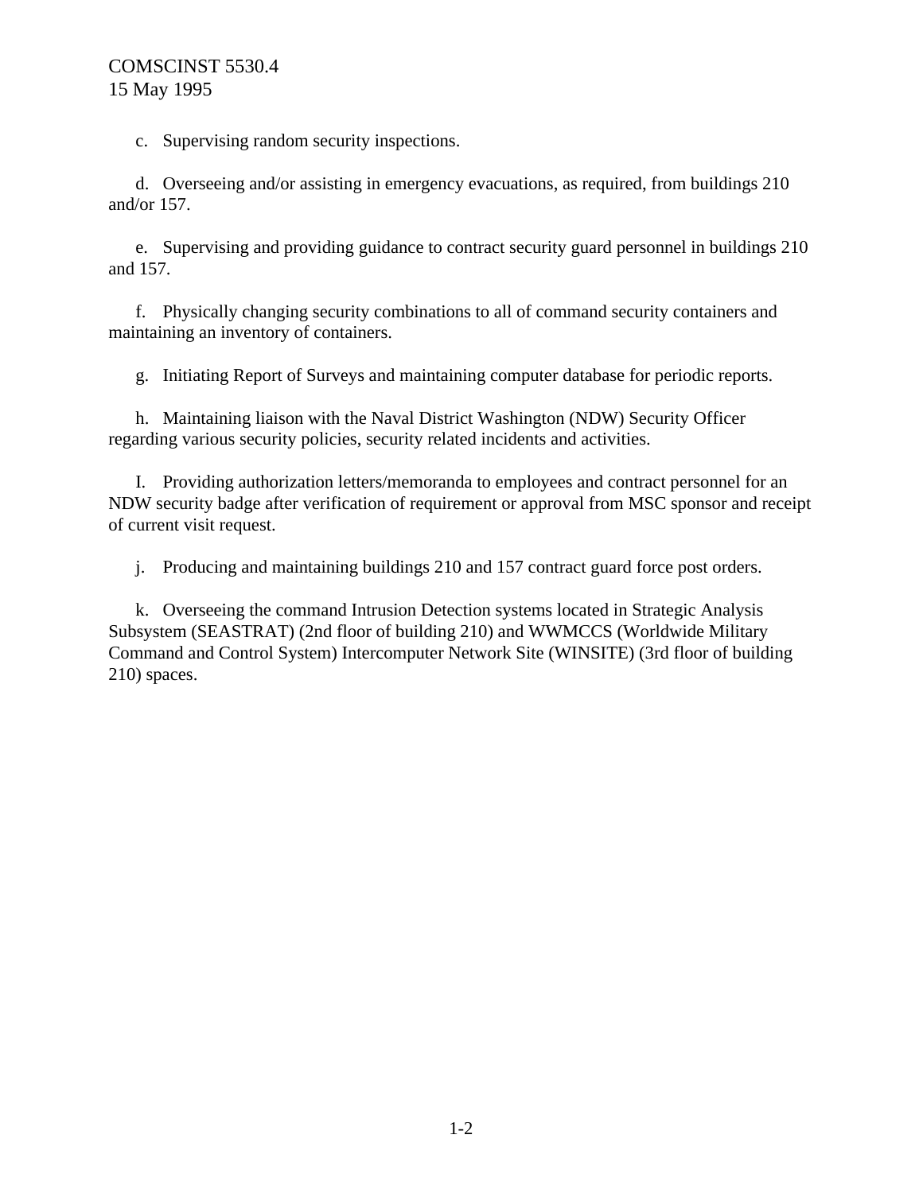c. Supervising random security inspections.

d. Overseeing and/or assisting in emergency evacuations, as required, from buildings 210 and/or 157.

e. Supervising and providing guidance to contract security guard personnel in buildings 210 and 157.

f. Physically changing security combinations to all of command security containers and maintaining an inventory of containers.

g. Initiating Report of Surveys and maintaining computer database for periodic reports.

h. Maintaining liaison with the Naval District Washington (NDW) Security Officer regarding various security policies, security related incidents and activities.

I. Providing authorization letters/memoranda to employees and contract personnel for an NDW security badge after verification of requirement or approval from MSC sponsor and receipt of current visit request.

j. Producing and maintaining buildings 210 and 157 contract guard force post orders.

k. Overseeing the command Intrusion Detection systems located in Strategic Analysis Subsystem (SEASTRAT) (2nd floor of building 210) and WWMCCS (Worldwide Military Command and Control System) Intercomputer Network Site (WINSITE) (3rd floor of building 210) spaces.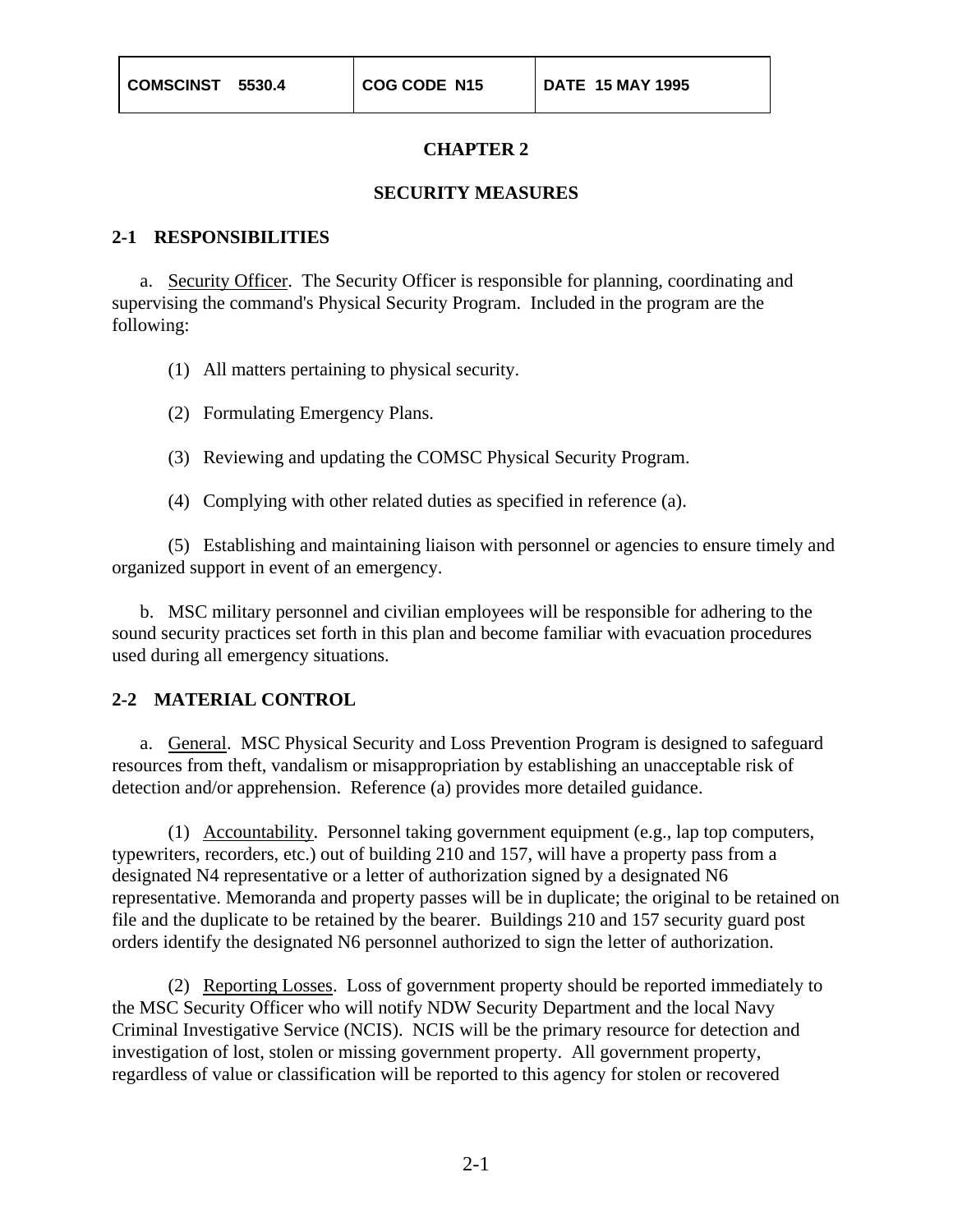# CHAPTER 2

## SECURITY MEASURES

### 2-1 RESPONSIBILITIES

a. Security Officer. The Security Officer is responsible for planning, coordinating and supervising the command's Physical Security Program. Included in the program are the following:

(1) All matters pertaining to physical security.

(2) Formulating Emergency Plans.

(3) Reviewing and updating the COMSC Physical Security Program.

(4) Complying with other related duties as specified in reference (a).

(5) Establishing and maintaining liaison with personnel or agencies to ensure timely and organized support in event of an emergency.

b. MSC military personnel and civilian employees will be responsible for adhering to the sound security practices set forth in this plan and become familiar with evacuation procedures used during all emergency situations.

### 2-2 MATERIAL CONTROL

a. General. MSC Physical Security and Loss Prevention Program is designed to safeguard resources from theft, vandalism or misappropriation by establishing an unacceptable risk of detection and/or apprehension. Reference (a) provides more detailed guidance.

(1) Accountability. Personnel taking government equipment (e.g., lap top computers, typewriters, recorders, etc.) out of building 210 and 157, will have a property pass from a designated N4 representative or a letter of authorization signed by a designated N6 representative. Memoranda and property passes will be in duplicate; the original to be retained on file and the duplicate to be retained by the bearer. Buildings 210 and 157 security guard post orders identify the designated N6 personnel authorized to sign the letter of authorization.

(2) Reporting Losses. Loss of government property should be reported immediately to the MSC Security Officer who will notify NDW Security Department and the local Navy Criminal Investigative Service (NCIS). NCIS will be the primary resource for detection and investigation of lost, stolen or missing government property. All government property, regardless of value or classification will be reported to this agency for stolen or recovered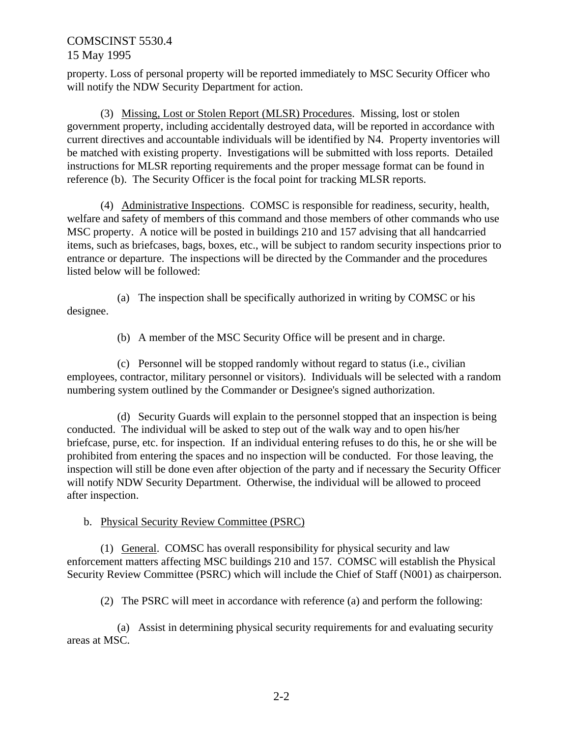property. Loss of personal property will be reported immediately to MSC Security Officer who will notify the NDW Security Department for action.

(3) Missing, Lost or Stolen Report (MLSR) Procedures. Missing, lost or stolen government property, including accidentally destroyed data, will be reported in accordance with current directives and accountable individuals will be identified by N4. Property inventories will be matched with existing property. Investigations will be submitted with loss reports. Detailed instructions for MLSR reporting requirements and the proper message format can be found in reference (b). The Security Officer is the focal point for tracking MLSR reports.

(4) Administrative Inspections. COMSC is responsible for readiness, security, health, welfare and safety of members of this command and those members of other commands who use MSC property. A notice will be posted in buildings 210 and 157 advising that all handcarried items, such as briefcases, bags, boxes, etc., will be subject to random security inspections prior to entrance or departure. The inspections will be directed by the Commander and the procedures listed below will be followed:

(a) The inspection shall be specifically authorized in writing by COMSC or his designee.

(b) A member of the MSC Security Office will be present and in charge.

(c) Personnel will be stopped randomly without regard to status (i.e., civilian employees, contractor, military personnel or visitors). Individuals will be selected with a random numbering system outlined by the Commander or Designee's signed authorization.

(d) Security Guards will explain to the personnel stopped that an inspection is being conducted. The individual will be asked to step out of the walk way and to open his/her briefcase, purse, etc. for inspection. If an individual entering refuses to do this, he or she will be prohibited from entering the spaces and no inspection will be conducted. For those leaving, the inspection will still be done even after objection of the party and if necessary the Security Officer will notify NDW Security Department. Otherwise, the individual will be allowed to proceed after inspection.

b. Physical Security Review Committee (PSRC)

(1) General. COMSC has overall responsibility for physical security and law enforcement matters affecting MSC buildings 210 and 157. COMSC will establish the Physical Security Review Committee (PSRC) which will include the Chief of Staff (N001) as chairperson.

(2) The PSRC will meet in accordance with reference (a) and perform the following:

(a) Assist in determining physical security requirements for and evaluating security areas at MSC.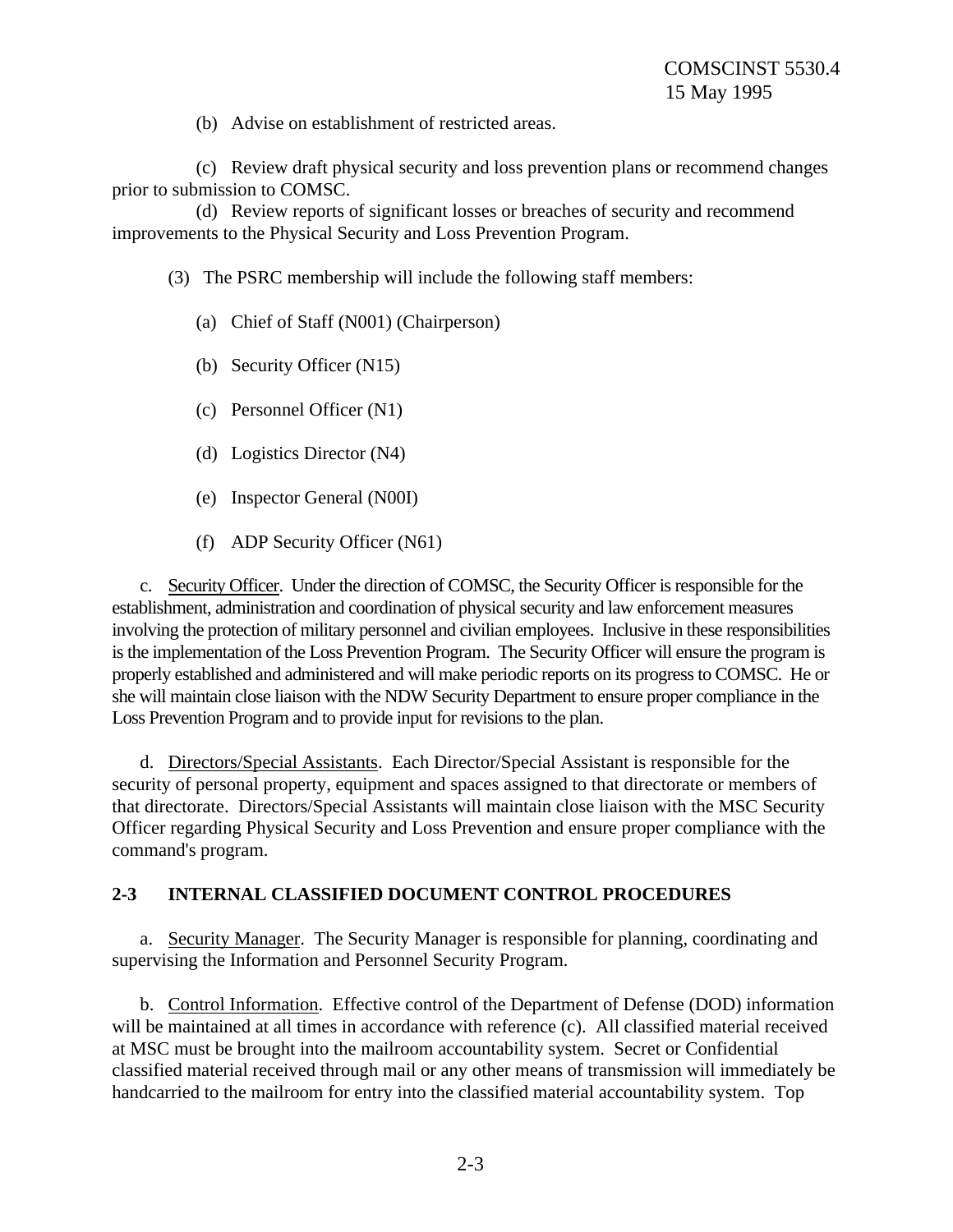(b) Advise on establishment of restricted areas.

(c) Review draft physical security and loss prevention plans or recommend changes prior to submission to COMSC.

(d) Review reports of significant losses or breaches of security and recommend improvements to the Physical Security and Loss Prevention Program.

(3) The PSRC membership will include the following staff members:

(a) Chief of Staff (N001) (Chairperson)

(b) Security Officer (N15)

(c) Personnel Officer (N1)

(d) Logistics Director (N4)

(e) Inspector General (N00I)

(f) ADP Security Officer (N61)

c. Security Officer. Under the direction of COMSC, the Security Officer is responsible for the establishment, administration and coordination of physical security and law enforcement measures involving the protection of military personnel and civilian employees. Inclusive in these responsibilities is the implementation of the Loss Prevention Program. The Security Officer will ensure the program is properly established and administered and will make periodic reports on its progress to COMSC. He or she will maintain close liaison with the NDW Security Department to ensure proper compliance in the Loss Prevention Program and to provide input for revisions to the plan.

d. Directors/Special Assistants. Each Director/Special Assistant is responsible for the security of personal property, equipment and spaces assigned to that directorate or members of that directorate. Directors/Special Assistants will maintain close liaison with the MSC Security Officer regarding Physical Security and Loss Prevention and ensure proper compliance with the command's program.

**2-3 INTERNAL CLASSIFIED DOCUMENT CONTROL PROCEDURES**

a. Security Manager. The Security Manager is responsible for planning, coordinating and supervising the Information and Personnel Security Program.

b. Control Information. Effective control of the Department of Defense (DOD) information will be maintained at all times in accordance with reference (c). All classified material received at MSC must be brought into the mailroom accountability system. Secret or Confidential classified material received through mail or any other means of transmission will immediately be handcarried to the mailroom for entry into the classified material accountability system. Top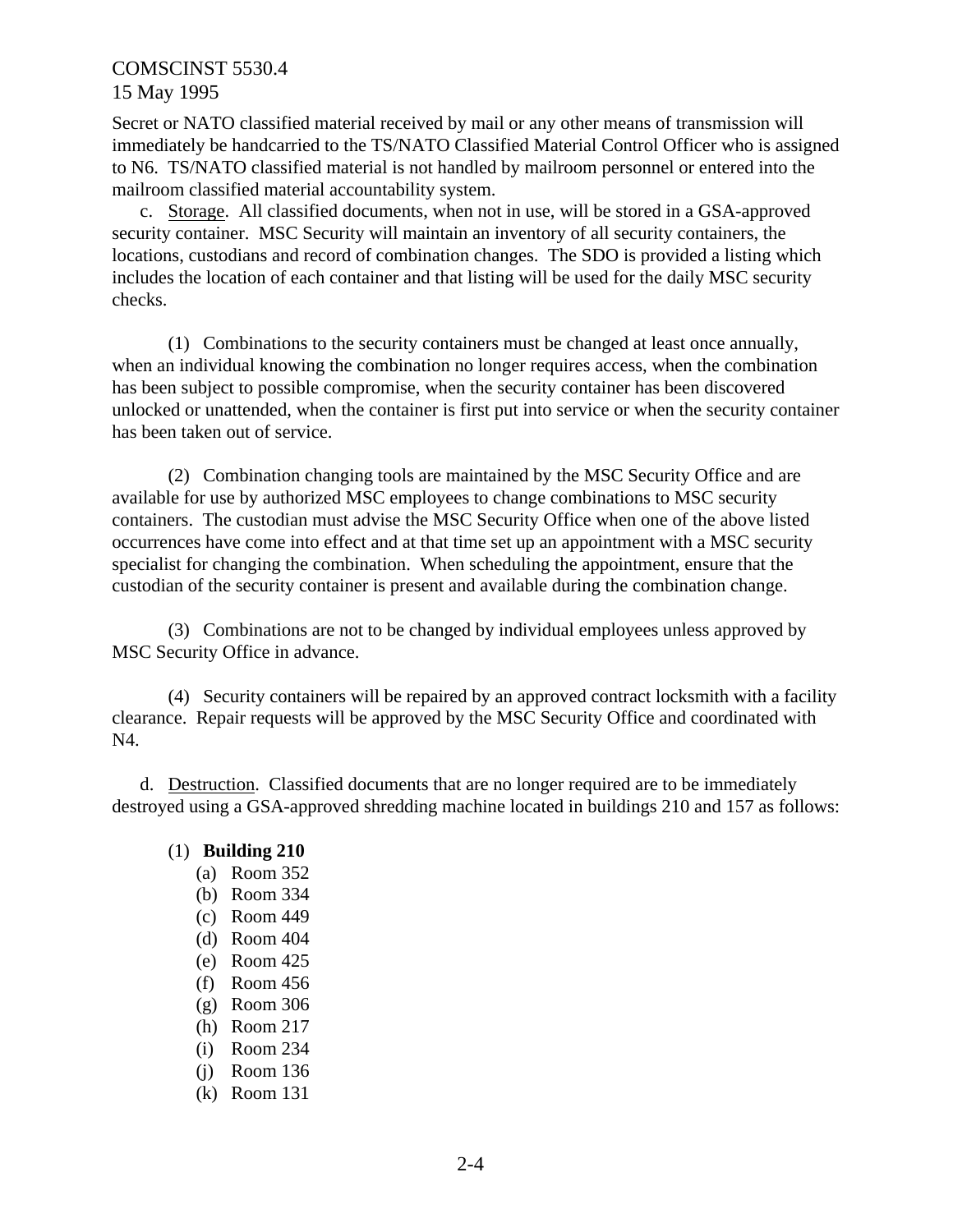Secret or NATO classified material received by mail or any other means of transmission will immediately be handcarried to the TS/NATO Classified Material Control Officer who is assigned to N6. TS/NATO classified material is not handled by mailroom personnel or entered into the mailroom classified material accountability system.

c. Storage. All classified documents, when not in use, will be stored in a GSA-approved security container. MSC Security will maintain an inventory of all security containers, the locations, custodians and record of combination changes. The SDO is provided a listing which includes the location of each container and that listing will be used for the daily MSC security checks.

(1) Combinations to the security containers must be changed at least once annually, when an individual knowing the combination no longer requires access, when the combination has been subject to possible compromise, when the security container has been discovered unlocked or unattended, when the container is first put into service or when the security container has been taken out of service.

(2) Combination changing tools are maintained by the MSC Security Office and are available for use by authorized MSC employees to change combinations to MSC security containers. The custodian must advise the MSC Security Office when one of the above listed occurrences have come into effect and at that time set up an appointment with a MSC security specialist for changing the combination. When scheduling the appointment, ensure that the custodian of the security container is present and available during the combination change.

(3) Combinations are not to be changed by individual employees unless approved by MSC Security Office in advance.

(4) Security containers will be repaired by an approved contract locksmith with a facility clearance. Repair requests will be approved by the MSC Security Office and coordinated with N4.

d. Destruction. Classified documents that are no longer required are to be immediately destroyed using a GSA-approved shredding machine located in buildings 210 and 157 as follows:

(1) **Building 210**

- (a) Room 352
- (b) Room 334
- (c) Room 449
- (d) Room 404
- (e) Room 425
- (f) Room 456
- (g) Room 306
- (h) Room 217
- (i) Room 234
- (j) Room 136
- (k) Room 131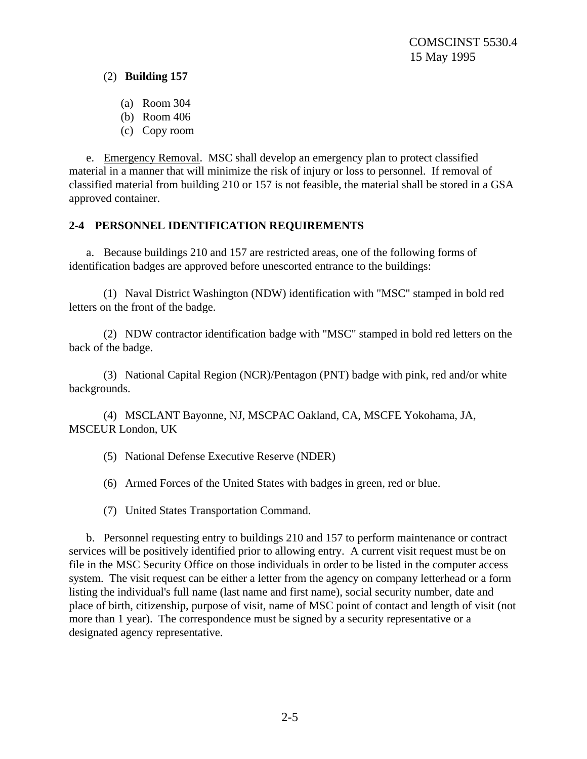(2) **Building 157**

(a) Room 304
(b) Room 406
(c) Copy room

e. Emergency Removal. MSC shall develop an emergency plan to protect classified material in a manner that will minimize the risk of injury or loss to personnel. If removal of classified material from building 210 or 157 is not feasible, the material shall be stored in a GSA approved container.

**2-4 PERSONNEL IDENTIFICATION REQUIREMENTS**

a. Because buildings 210 and 157 are restricted areas, one of the following forms of identification badges are approved before unescorted entrance to the buildings:

(1) Naval District Washington (NDW) identification with "MSC" stamped in bold red letters on the front of the badge.

(2) NDW contractor identification badge with "MSC" stamped in bold red letters on the back of the badge.

(3) National Capital Region (NCR)/Pentagon (PNT) badge with pink, red and/or white backgrounds.

(4) MSCLANT Bayonne, NJ, MSCPAC Oakland, CA, MSCFE Yokohama, JA, MSCEUR London, UK

(5) National Defense Executive Reserve (NDER)

(6) Armed Forces of the United States with badges in green, red or blue.

(7) United States Transportation Command.

b. Personnel requesting entry to buildings 210 and 157 to perform maintenance or contract services will be positively identified prior to allowing entry. A current visit request must be on file in the MSC Security Office on those individuals in order to be listed in the computer access system. The visit request can be either a letter from the agency on company letterhead or a form listing the individual's full name (last name and first name), social security number, date and place of birth, citizenship, purpose of visit, name of MSC point of contact and length of visit (not more than 1 year). The correspondence must be signed by a security representative or a designated agency representative.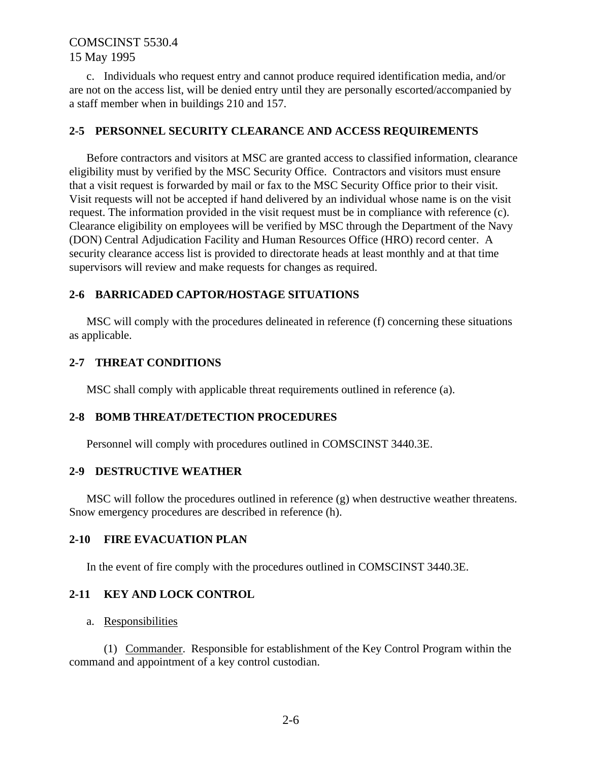c. Individuals who request entry and cannot produce required identification media, and/or are not on the access list, will be denied entry until they are personally escorted/accompanied by a staff member when in buildings 210 and 157.

## 2-5 PERSONNEL SECURITY CLEARANCE AND ACCESS REQUIREMENTS

Before contractors and visitors at MSC are granted access to classified information, clearance eligibility must by verified by the MSC Security Office. Contractors and visitors must ensure that a visit request is forwarded by mail or fax to the MSC Security Office prior to their visit. Visit requests will not be accepted if hand delivered by an individual whose name is on the visit request. The information provided in the visit request must be in compliance with reference (c). Clearance eligibility on employees will be verified by MSC through the Department of the Navy (DON) Central Adjudication Facility and Human Resources Office (HRO) record center. A security clearance access list is provided to directorate heads at least monthly and at that time supervisors will review and make requests for changes as required.

## 2-6 BARRICADED CAPTOR/HOSTAGE SITUATIONS

MSC will comply with the procedures delineated in reference (f) concerning these situations as applicable.

## 2-7 THREAT CONDITIONS

MSC shall comply with applicable threat requirements outlined in reference (a).

## 2-8 BOMB THREAT/DETECTION PROCEDURES

Personnel will comply with procedures outlined in COMSCINST 3440.3E.

## 2-9 DESTRUCTIVE WEATHER

MSC will follow the procedures outlined in reference (g) when destructive weather threatens. Snow emergency procedures are described in reference (h).

## 2-10 FIRE EVACUATION PLAN

In the event of fire comply with the procedures outlined in COMSCINST 3440.3E.

## 2-11 KEY AND LOCK CONTROL

a. Responsibilities

(1) Commander. Responsible for establishment of the Key Control Program within the command and appointment of a key control custodian.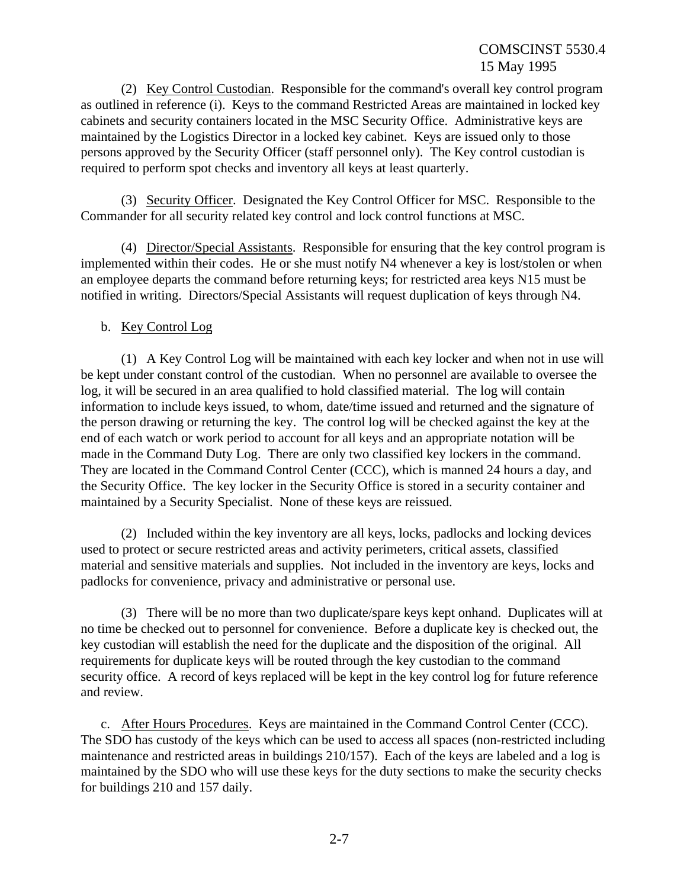(2) Key Control Custodian. Responsible for the command's overall key control program as outlined in reference (i). Keys to the command Restricted Areas are maintained in locked key cabinets and security containers located in the MSC Security Office. Administrative keys are maintained by the Logistics Director in a locked key cabinet. Keys are issued only to those persons approved by the Security Officer (staff personnel only). The Key control custodian is required to perform spot checks and inventory all keys at least quarterly.

(3) Security Officer. Designated the Key Control Officer for MSC. Responsible to the Commander for all security related key control and lock control functions at MSC.

(4) Director/Special Assistants. Responsible for ensuring that the key control program is implemented within their codes. He or she must notify N4 whenever a key is lost/stolen or when an employee departs the command before returning keys; for restricted area keys N15 must be notified in writing. Directors/Special Assistants will request duplication of keys through N4.

b. Key Control Log

(1) A Key Control Log will be maintained with each key locker and when not in use will be kept under constant control of the custodian. When no personnel are available to oversee the log, it will be secured in an area qualified to hold classified material. The log will contain information to include keys issued, to whom, date/time issued and returned and the signature of the person drawing or returning the key. The control log will be checked against the key at the end of each watch or work period to account for all keys and an appropriate notation will be made in the Command Duty Log. There are only two classified key lockers in the command. They are located in the Command Control Center (CCC), which is manned 24 hours a day, and the Security Office. The key locker in the Security Office is stored in a security container and maintained by a Security Specialist. None of these keys are reissued.

(2) Included within the key inventory are all keys, locks, padlocks and locking devices used to protect or secure restricted areas and activity perimeters, critical assets, classified material and sensitive materials and supplies. Not included in the inventory are keys, locks and padlocks for convenience, privacy and administrative or personal use.

(3) There will be no more than two duplicate/spare keys kept onhand. Duplicates will at no time be checked out to personnel for convenience. Before a duplicate key is checked out, the key custodian will establish the need for the duplicate and the disposition of the original. All requirements for duplicate keys will be routed through the key custodian to the command security office. A record of keys replaced will be kept in the key control log for future reference and review.

c. After Hours Procedures. Keys are maintained in the Command Control Center (CCC). The SDO has custody of the keys which can be used to access all spaces (non-restricted including maintenance and restricted areas in buildings 210/157). Each of the keys are labeled and a log is maintained by the SDO who will use these keys for the duty sections to make the security checks for buildings 210 and 157 daily.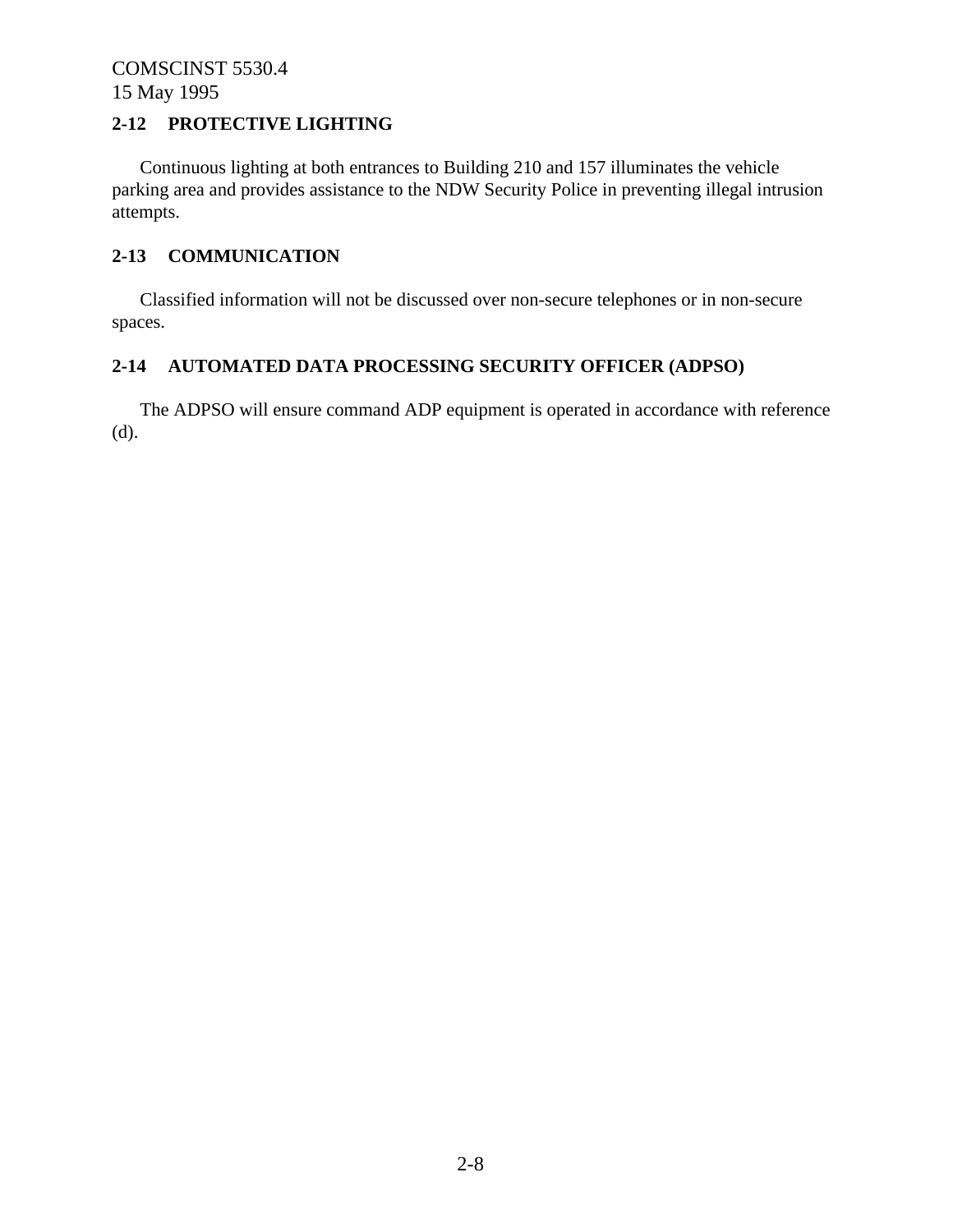## 2-12 PROTECTIVE LIGHTING

Continuous lighting at both entrances to Building 210 and 157 illuminates the vehicle parking area and provides assistance to the NDW Security Police in preventing illegal intrusion attempts.

## 2-13 COMMUNICATION

Classified information will not be discussed over non-secure telephones or in non-secure spaces.

## 2-14 AUTOMATED DATA PROCESSING SECURITY OFFICER (ADPSO)

The ADPSO will ensure command ADP equipment is operated in accordance with reference (d).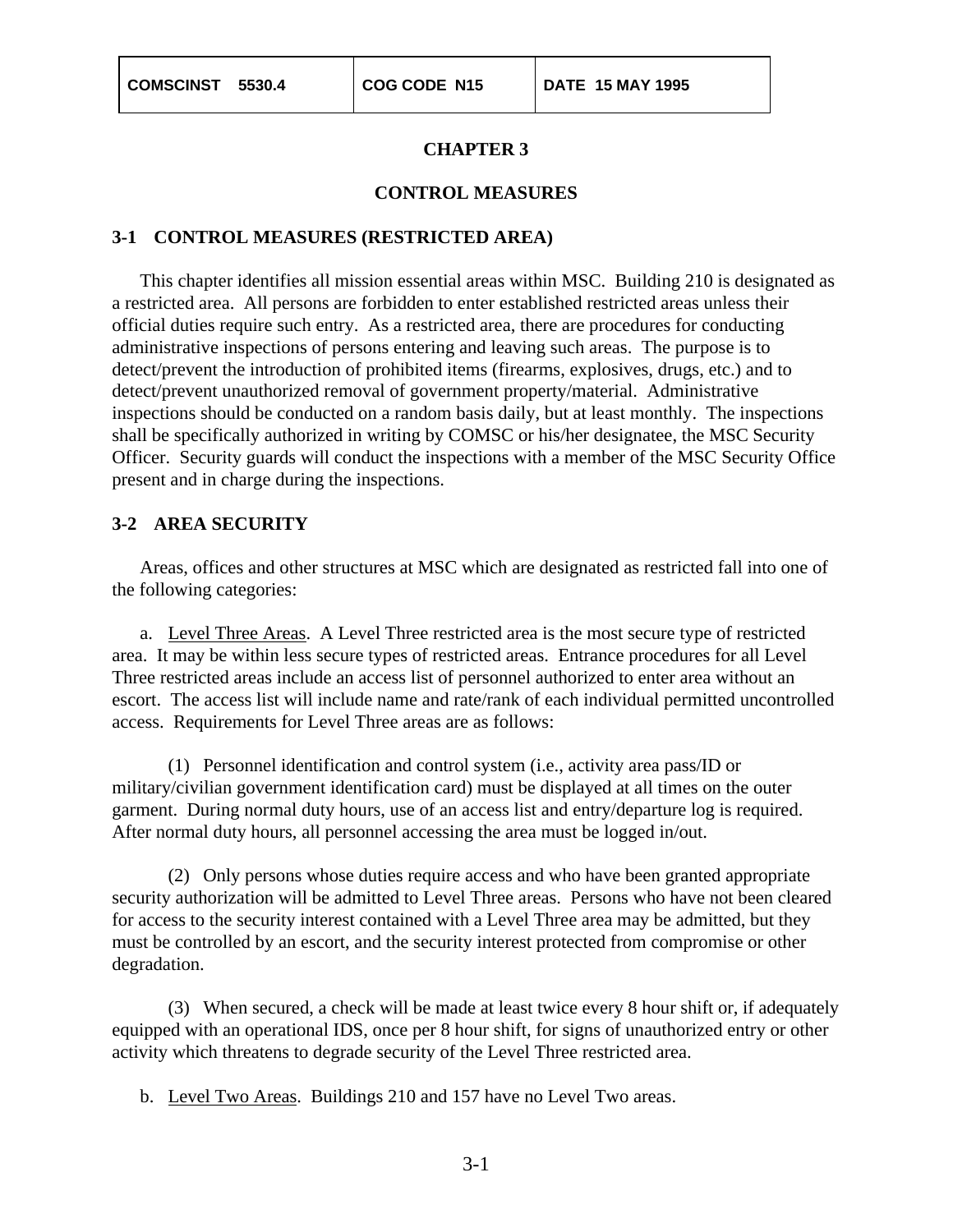# CHAPTER 3

## CONTROL MEASURES

### 3-1 CONTROL MEASURES (RESTRICTED AREA)

This chapter identifies all mission essential areas within MSC. Building 210 is designated as a restricted area. All persons are forbidden to enter established restricted areas unless their official duties require such entry. As a restricted area, there are procedures for conducting administrative inspections of persons entering and leaving such areas. The purpose is to detect/prevent the introduction of prohibited items (firearms, explosives, drugs, etc.) and to detect/prevent unauthorized removal of government property/material. Administrative inspections should be conducted on a random basis daily, but at least monthly. The inspections shall be specifically authorized in writing by COMSC or his/her designatee, the MSC Security Officer. Security guards will conduct the inspections with a member of the MSC Security Office present and in charge during the inspections.

### 3-2 AREA SECURITY

Areas, offices and other structures at MSC which are designated as restricted fall into one of the following categories:

a. Level Three Areas. A Level Three restricted area is the most secure type of restricted area. It may be within less secure types of restricted areas. Entrance procedures for all Level Three restricted areas include an access list of personnel authorized to enter area without an escort. The access list will include name and rate/rank of each individual permitted uncontrolled access. Requirements for Level Three areas are as follows:

(1) Personnel identification and control system (i.e., activity area pass/ID or military/civilian government identification card) must be displayed at all times on the outer garment. During normal duty hours, use of an access list and entry/departure log is required. After normal duty hours, all personnel accessing the area must be logged in/out.

(2) Only persons whose duties require access and who have been granted appropriate security authorization will be admitted to Level Three areas. Persons who have not been cleared for access to the security interest contained with a Level Three area may be admitted, but they must be controlled by an escort, and the security interest protected from compromise or other degradation.

(3) When secured, a check will be made at least twice every 8 hour shift or, if adequately equipped with an operational IDS, once per 8 hour shift, for signs of unauthorized entry or other activity which threatens to degrade security of the Level Three restricted area.

b. Level Two Areas. Buildings 210 and 157 have no Level Two areas.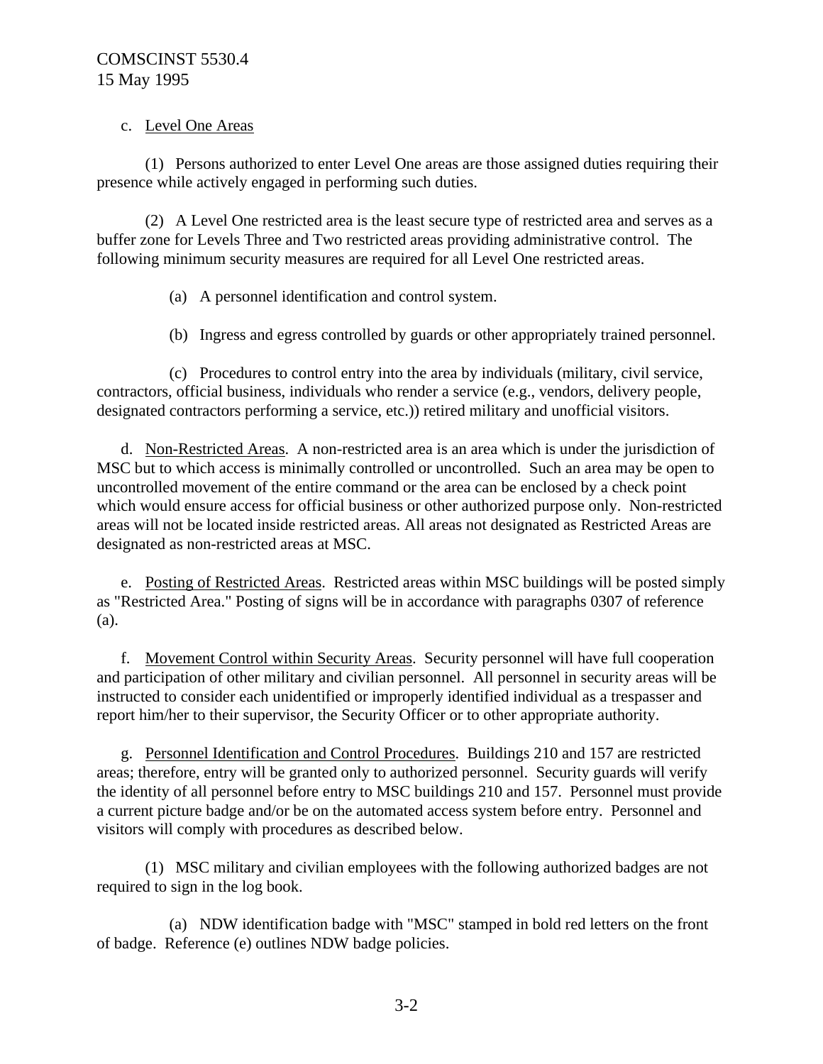c. Level One Areas

(1) Persons authorized to enter Level One areas are those assigned duties requiring their presence while actively engaged in performing such duties.

(2) A Level One restricted area is the least secure type of restricted area and serves as a buffer zone for Levels Three and Two restricted areas providing administrative control. The following minimum security measures are required for all Level One restricted areas.

(a) A personnel identification and control system.

(b) Ingress and egress controlled by guards or other appropriately trained personnel.

(c) Procedures to control entry into the area by individuals (military, civil service, contractors, official business, individuals who render a service (e.g., vendors, delivery people, designated contractors performing a service, etc.)) retired military and unofficial visitors.

d. Non-Restricted Areas. A non-restricted area is an area which is under the jurisdiction of MSC but to which access is minimally controlled or uncontrolled. Such an area may be open to uncontrolled movement of the entire command or the area can be enclosed by a check point which would ensure access for official business or other authorized purpose only. Non-restricted areas will not be located inside restricted areas. All areas not designated as Restricted Areas are designated as non-restricted areas at MSC.

e. Posting of Restricted Areas. Restricted areas within MSC buildings will be posted simply as "Restricted Area." Posting of signs will be in accordance with paragraphs 0307 of reference (a).

f. Movement Control within Security Areas. Security personnel will have full cooperation and participation of other military and civilian personnel. All personnel in security areas will be instructed to consider each unidentified or improperly identified individual as a trespasser and report him/her to their supervisor, the Security Officer or to other appropriate authority.

g. Personnel Identification and Control Procedures. Buildings 210 and 157 are restricted areas; therefore, entry will be granted only to authorized personnel. Security guards will verify the identity of all personnel before entry to MSC buildings 210 and 157. Personnel must provide a current picture badge and/or be on the automated access system before entry. Personnel and visitors will comply with procedures as described below.

(1) MSC military and civilian employees with the following authorized badges are not required to sign in the log book.

(a) NDW identification badge with "MSC" stamped in bold red letters on the front of badge. Reference (e) outlines NDW badge policies.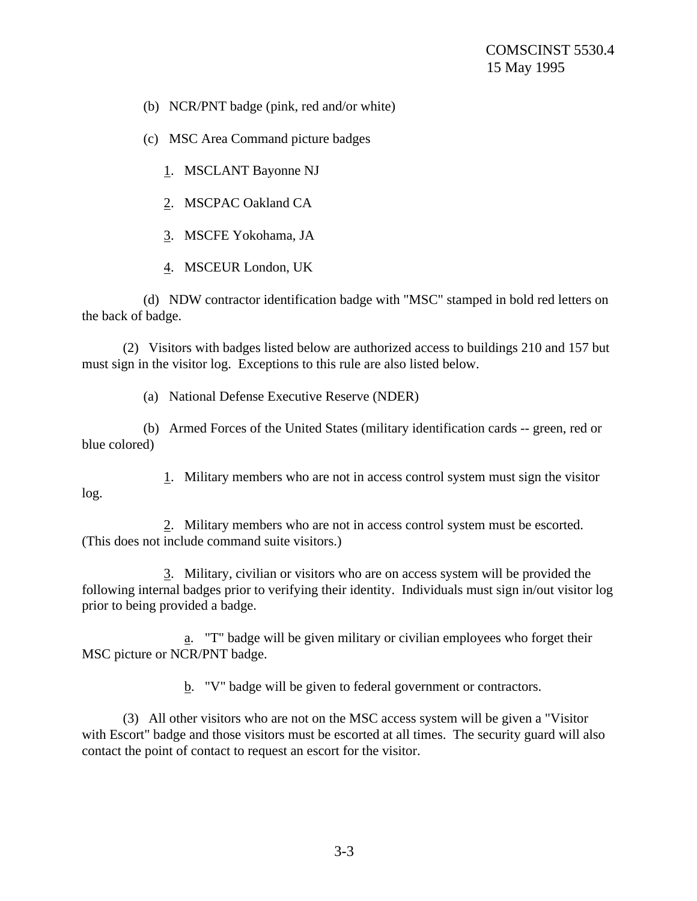(b) NCR/PNT badge (pink, red and/or white)

(c) MSC Area Command picture badges

1. MSCLANT Bayonne NJ

2. MSCPAC Oakland CA

3. MSCFE Yokohama, JA

4. MSCEUR London, UK

(d) NDW contractor identification badge with "MSC" stamped in bold red letters on the back of badge.

(2) Visitors with badges listed below are authorized access to buildings 210 and 157 but must sign in the visitor log. Exceptions to this rule are also listed below.

(a) National Defense Executive Reserve (NDER)

(b) Armed Forces of the United States (military identification cards -- green, red or blue colored)

1. Military members who are not in access control system must sign the visitor log.

2. Military members who are not in access control system must be escorted. (This does not include command suite visitors.)

3. Military, civilian or visitors who are on access system will be provided the following internal badges prior to verifying their identity. Individuals must sign in/out visitor log prior to being provided a badge.

a. "T" badge will be given military or civilian employees who forget their MSC picture or NCR/PNT badge.

b. "V" badge will be given to federal government or contractors.

(3) All other visitors who are not on the MSC access system will be given a "Visitor with Escort" badge and those visitors must be escorted at all times. The security guard will also contact the point of contact to request an escort for the visitor.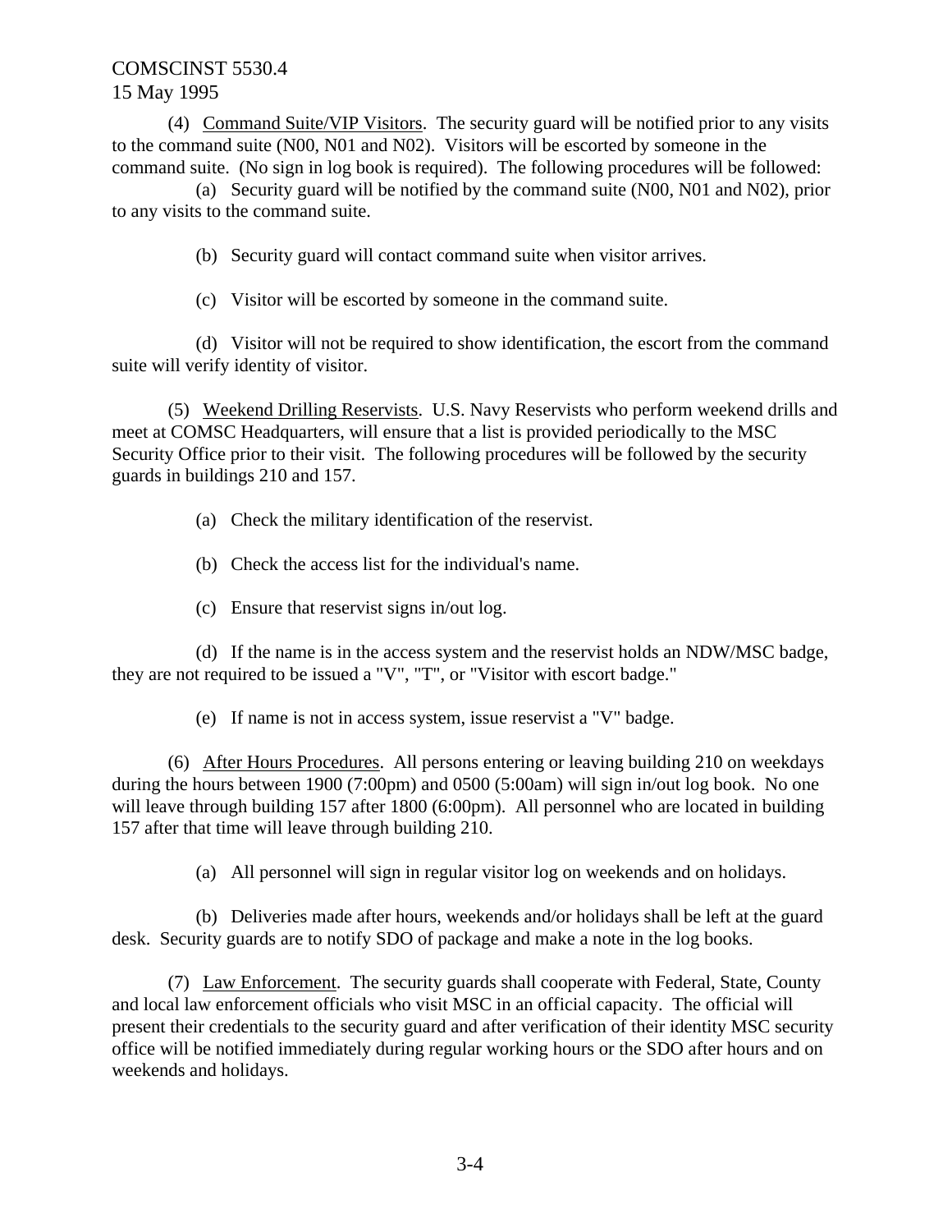(4) Command Suite/VIP Visitors. The security guard will be notified prior to any visits to the command suite (N00, N01 and N02). Visitors will be escorted by someone in the command suite. (No sign in log book is required). The following procedures will be followed:

(a) Security guard will be notified by the command suite (N00, N01 and N02), prior to any visits to the command suite.

(b) Security guard will contact command suite when visitor arrives.

(c) Visitor will be escorted by someone in the command suite.

(d) Visitor will not be required to show identification, the escort from the command suite will verify identity of visitor.

(5) Weekend Drilling Reservists. U.S. Navy Reservists who perform weekend drills and meet at COMSC Headquarters, will ensure that a list is provided periodically to the MSC Security Office prior to their visit. The following procedures will be followed by the security guards in buildings 210 and 157.

(a) Check the military identification of the reservist.

(b) Check the access list for the individual's name.

(c) Ensure that reservist signs in/out log.

(d) If the name is in the access system and the reservist holds an NDW/MSC badge, they are not required to be issued a "V", "T", or "Visitor with escort badge."

(e) If name is not in access system, issue reservist a "V" badge.

(6) After Hours Procedures. All persons entering or leaving building 210 on weekdays during the hours between 1900 (7:00pm) and 0500 (5:00am) will sign in/out log book. No one will leave through building 157 after 1800 (6:00pm). All personnel who are located in building 157 after that time will leave through building 210.

(a) All personnel will sign in regular visitor log on weekends and on holidays.

(b) Deliveries made after hours, weekends and/or holidays shall be left at the guard desk. Security guards are to notify SDO of package and make a note in the log books.

(7) Law Enforcement. The security guards shall cooperate with Federal, State, County and local law enforcement officials who visit MSC in an official capacity. The official will present their credentials to the security guard and after verification of their identity MSC security office will be notified immediately during regular working hours or the SDO after hours and on weekends and holidays.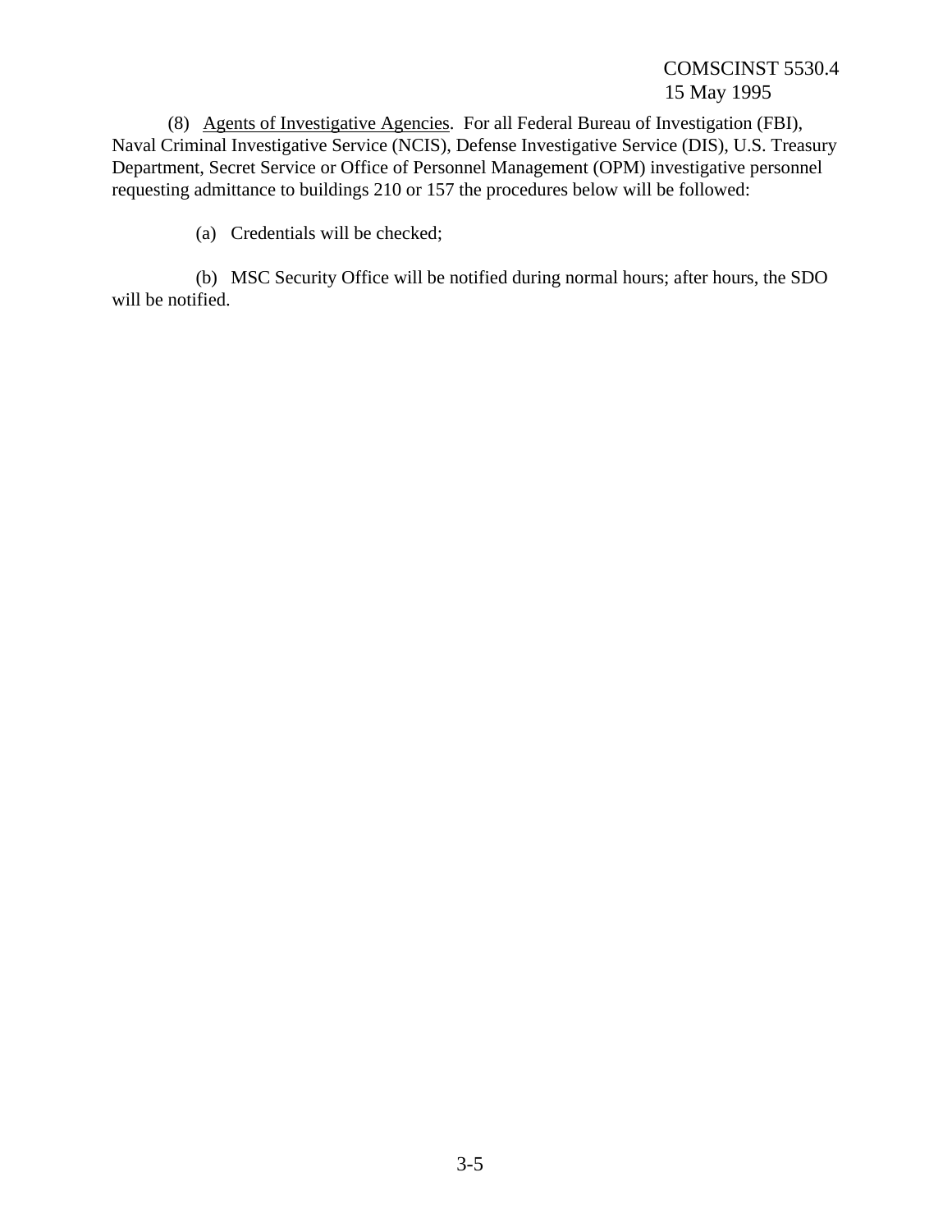(8) Agents of Investigative Agencies. For all Federal Bureau of Investigation (FBI), Naval Criminal Investigative Service (NCIS), Defense Investigative Service (DIS), U.S. Treasury Department, Secret Service or Office of Personnel Management (OPM) investigative personnel requesting admittance to buildings 210 or 157 the procedures below will be followed:

(a) Credentials will be checked;

(b) MSC Security Office will be notified during normal hours; after hours, the SDO will be notified.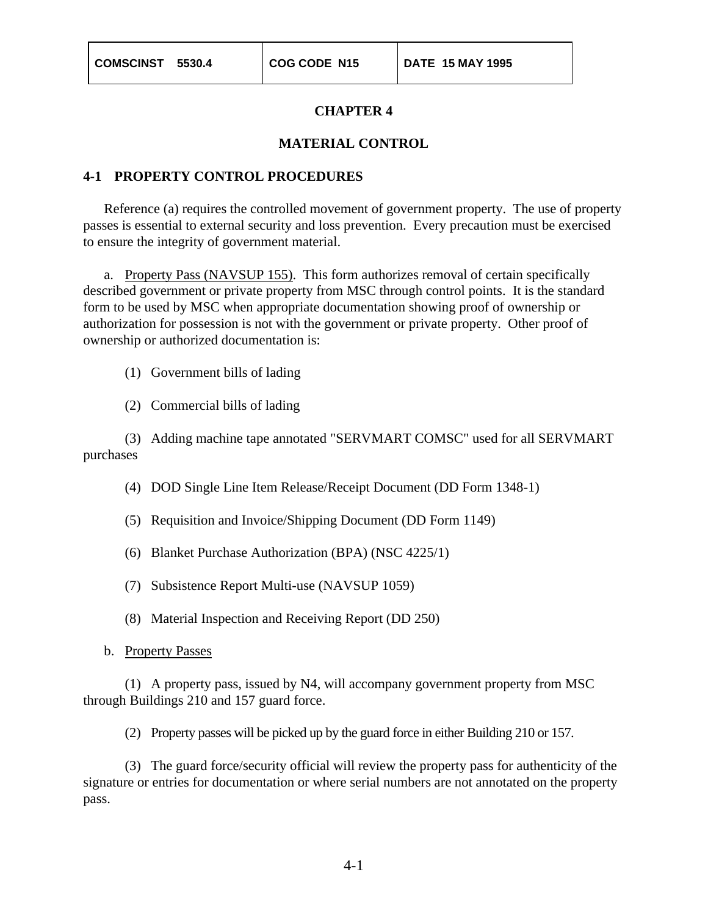| COMSCINST 5530.4 | COG CODE N15 | DATE 15 MAY 1995 |
|---|---|---|

# CHAPTER 4

# MATERIAL CONTROL

## 4-1 PROPERTY CONTROL PROCEDURES

Reference (a) requires the controlled movement of government property. The use of property passes is essential to external security and loss prevention. Every precaution must be exercised to ensure the integrity of government material.

a. Property Pass (NAVSUP 155). This form authorizes removal of certain specifically described government or private property from MSC through control points. It is the standard form to be used by MSC when appropriate documentation showing proof of ownership or authorization for possession is not with the government or private property. Other proof of ownership or authorized documentation is:

(1) Government bills of lading

(2) Commercial bills of lading

(3) Adding machine tape annotated "SERVMART COMSC" used for all SERVMART purchases

(4) DOD Single Line Item Release/Receipt Document (DD Form 1348-1)

(5) Requisition and Invoice/Shipping Document (DD Form 1149)

(6) Blanket Purchase Authorization (BPA) (NSC 4225/1)

(7) Subsistence Report Multi-use (NAVSUP 1059)

(8) Material Inspection and Receiving Report (DD 250)

b. Property Passes

(1) A property pass, issued by N4, will accompany government property from MSC through Buildings 210 and 157 guard force.

(2) Property passes will be picked up by the guard force in either Building 210 or 157.

(3) The guard force/security official will review the property pass for authenticity of the signature or entries for documentation or where serial numbers are not annotated on the property pass.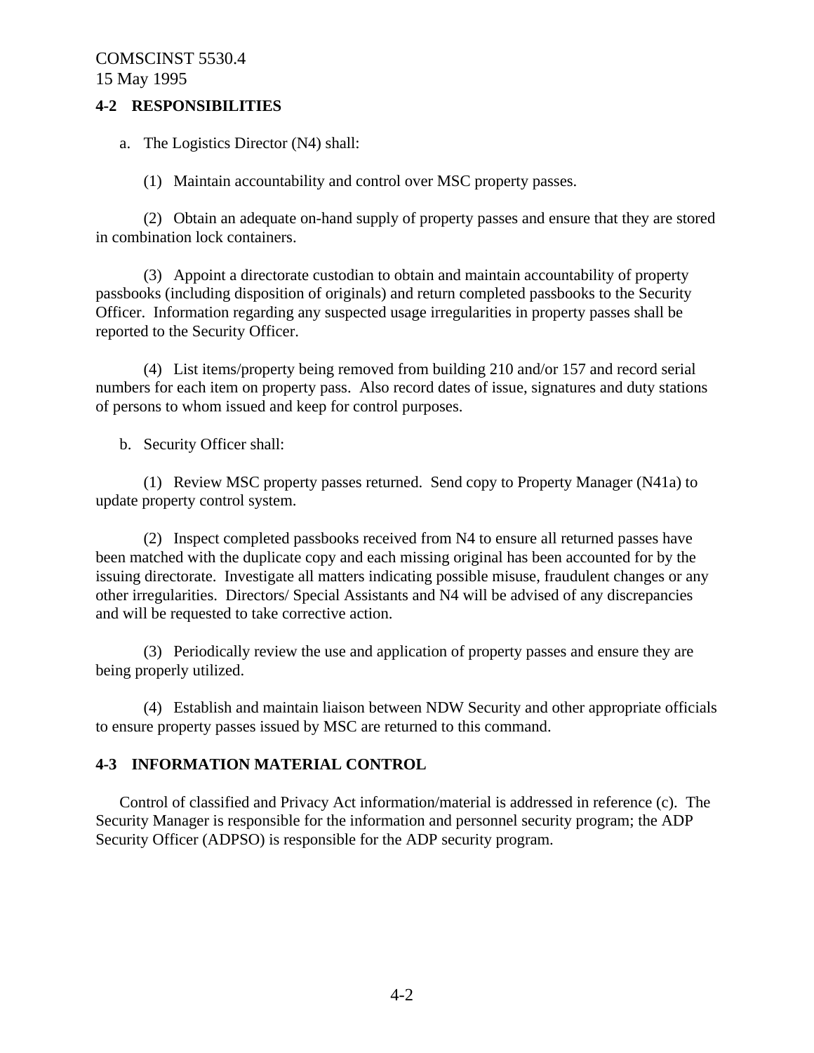**4-2 RESPONSIBILITIES**

a. The Logistics Director (N4) shall:

(1) Maintain accountability and control over MSC property passes.

(2) Obtain an adequate on-hand supply of property passes and ensure that they are stored in combination lock containers.

(3) Appoint a directorate custodian to obtain and maintain accountability of property passbooks (including disposition of originals) and return completed passbooks to the Security Officer. Information regarding any suspected usage irregularities in property passes shall be reported to the Security Officer.

(4) List items/property being removed from building 210 and/or 157 and record serial numbers for each item on property pass. Also record dates of issue, signatures and duty stations of persons to whom issued and keep for control purposes.

b. Security Officer shall:

(1) Review MSC property passes returned. Send copy to Property Manager (N41a) to update property control system.

(2) Inspect completed passbooks received from N4 to ensure all returned passes have been matched with the duplicate copy and each missing original has been accounted for by the issuing directorate. Investigate all matters indicating possible misuse, fraudulent changes or any other irregularities. Directors/ Special Assistants and N4 will be advised of any discrepancies and will be requested to take corrective action.

(3) Periodically review the use and application of property passes and ensure they are being properly utilized.

(4) Establish and maintain liaison between NDW Security and other appropriate officials to ensure property passes issued by MSC are returned to this command.

**4-3 INFORMATION MATERIAL CONTROL**

Control of classified and Privacy Act information/material is addressed in reference (c). The Security Manager is responsible for the information and personnel security program; the ADP Security Officer (ADPSO) is responsible for the ADP security program.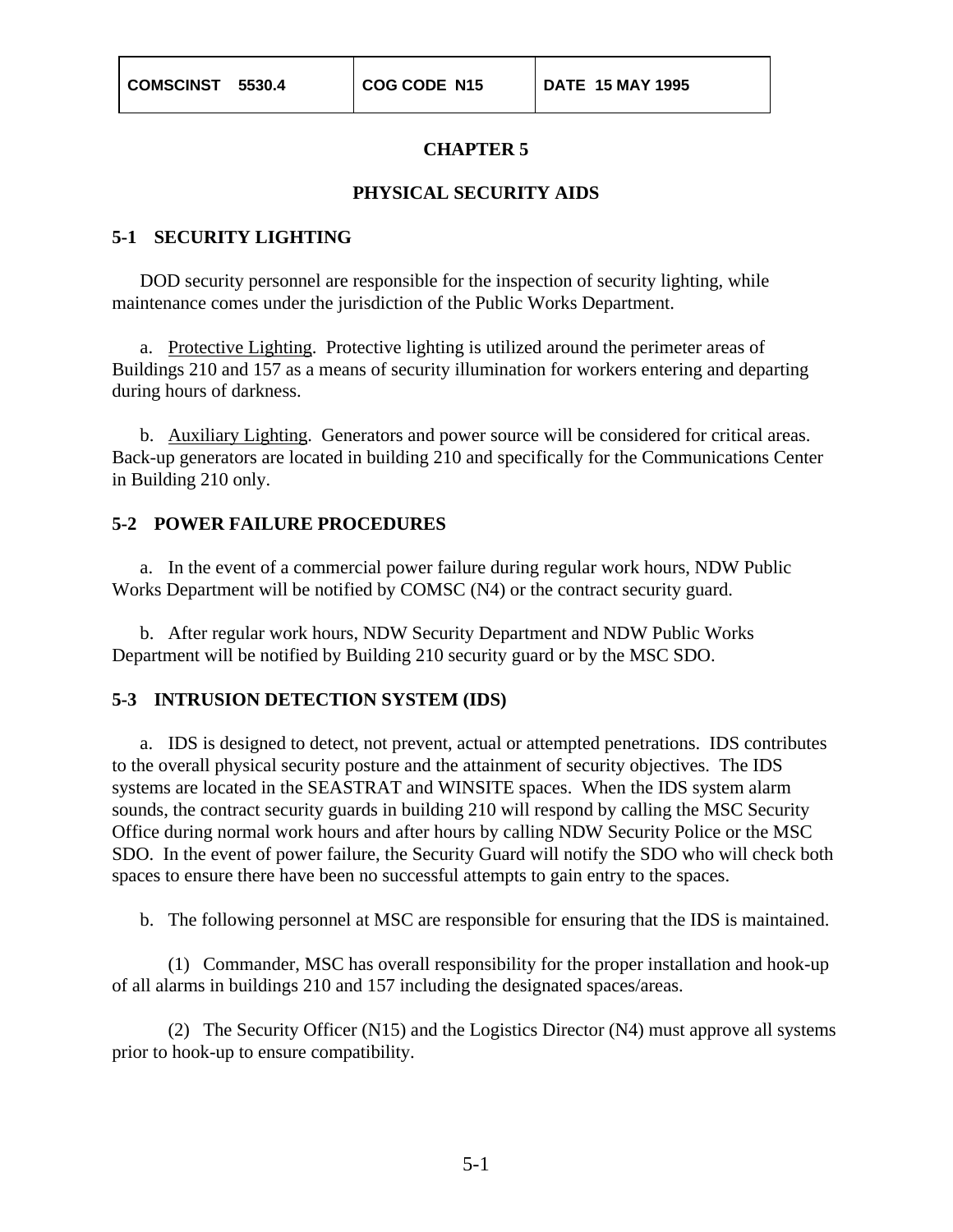# CHAPTER 5

## PHYSICAL SECURITY AIDS

### 5-1 SECURITY LIGHTING

DOD security personnel are responsible for the inspection of security lighting, while maintenance comes under the jurisdiction of the Public Works Department.

a. Protective Lighting. Protective lighting is utilized around the perimeter areas of Buildings 210 and 157 as a means of security illumination for workers entering and departing during hours of darkness.

b. Auxiliary Lighting. Generators and power source will be considered for critical areas. Back-up generators are located in building 210 and specifically for the Communications Center in Building 210 only.

### 5-2 POWER FAILURE PROCEDURES

a. In the event of a commercial power failure during regular work hours, NDW Public Works Department will be notified by COMSC (N4) or the contract security guard.

b. After regular work hours, NDW Security Department and NDW Public Works Department will be notified by Building 210 security guard or by the MSC SDO.

### 5-3 INTRUSION DETECTION SYSTEM (IDS)

a. IDS is designed to detect, not prevent, actual or attempted penetrations. IDS contributes to the overall physical security posture and the attainment of security objectives. The IDS systems are located in the SEASTRAT and WINSITE spaces. When the IDS system alarm sounds, the contract security guards in building 210 will respond by calling the MSC Security Office during normal work hours and after hours by calling NDW Security Police or the MSC SDO. In the event of power failure, the Security Guard will notify the SDO who will check both spaces to ensure there have been no successful attempts to gain entry to the spaces.

b. The following personnel at MSC are responsible for ensuring that the IDS is maintained.

(1) Commander, MSC has overall responsibility for the proper installation and hook-up of all alarms in buildings 210 and 157 including the designated spaces/areas.

(2) The Security Officer (N15) and the Logistics Director (N4) must approve all systems prior to hook-up to ensure compatibility.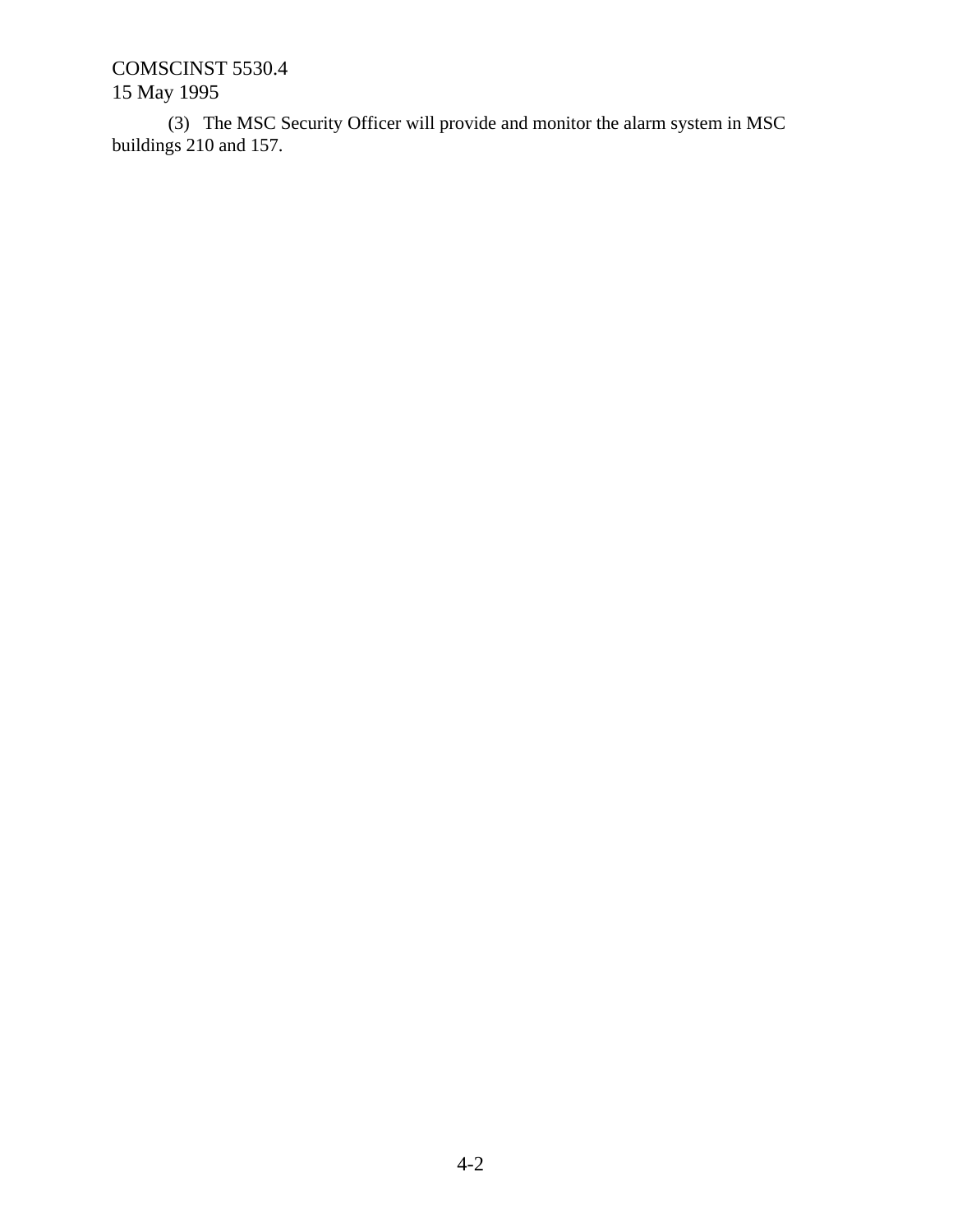(3) The MSC Security Officer will provide and monitor the alarm system in MSC buildings 210 and 157.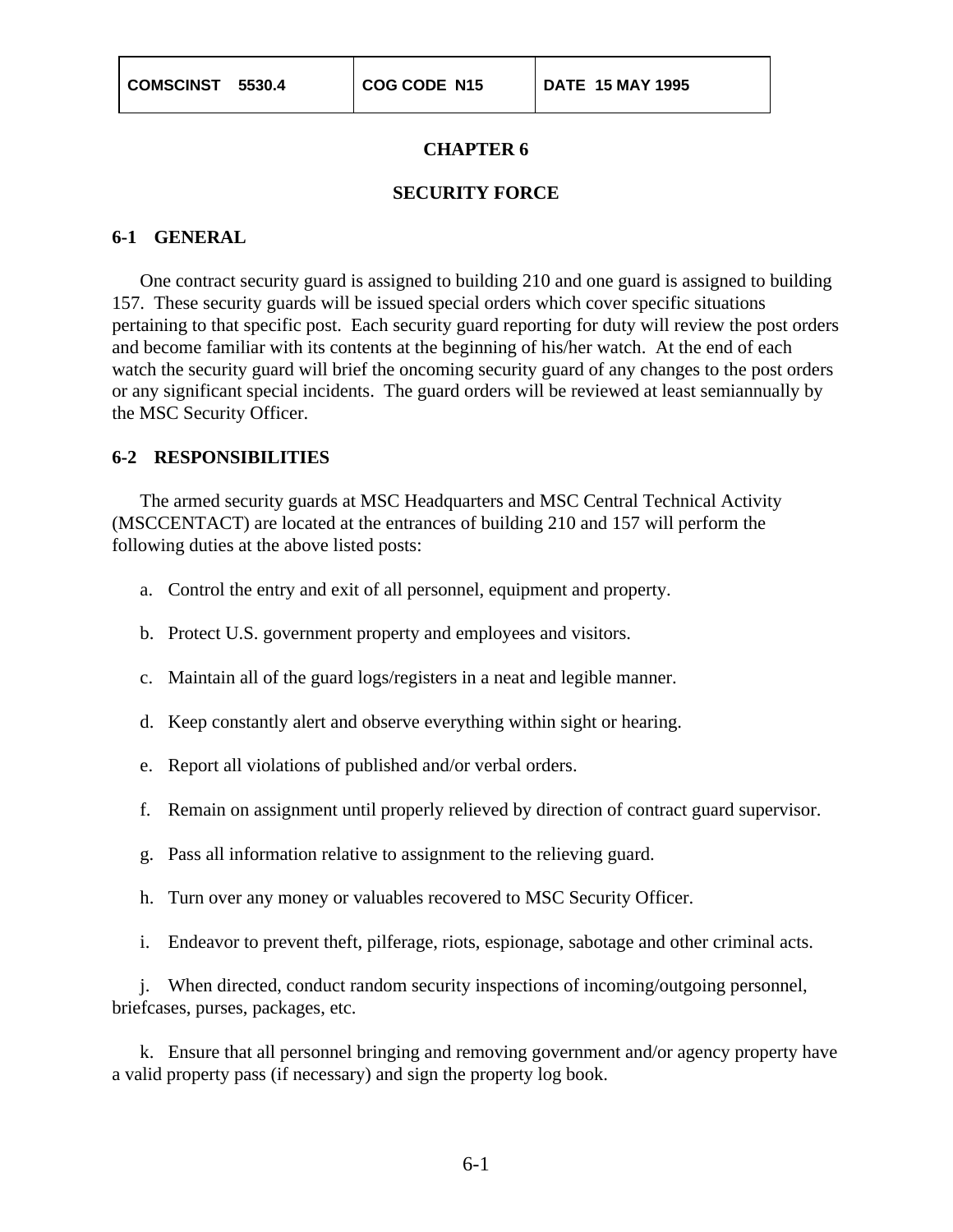# CHAPTER 6

# SECURITY FORCE

## 6-1 GENERAL

One contract security guard is assigned to building 210 and one guard is assigned to building 157. These security guards will be issued special orders which cover specific situations pertaining to that specific post. Each security guard reporting for duty will review the post orders and become familiar with its contents at the beginning of his/her watch. At the end of each watch the security guard will brief the oncoming security guard of any changes to the post orders or any significant special incidents. The guard orders will be reviewed at least semiannually by the MSC Security Officer.

## 6-2 RESPONSIBILITIES

The armed security guards at MSC Headquarters and MSC Central Technical Activity (MSCCENTACT) are located at the entrances of building 210 and 157 will perform the following duties at the above listed posts:

a. Control the entry and exit of all personnel, equipment and property.

b. Protect U.S. government property and employees and visitors.

c. Maintain all of the guard logs/registers in a neat and legible manner.

d. Keep constantly alert and observe everything within sight or hearing.

e. Report all violations of published and/or verbal orders.

f. Remain on assignment until properly relieved by direction of contract guard supervisor.

g. Pass all information relative to assignment to the relieving guard.

h. Turn over any money or valuables recovered to MSC Security Officer.

i. Endeavor to prevent theft, pilferage, riots, espionage, sabotage and other criminal acts.

j. When directed, conduct random security inspections of incoming/outgoing personnel, briefcases, purses, packages, etc.

k. Ensure that all personnel bringing and removing government and/or agency property have a valid property pass (if necessary) and sign the property log book.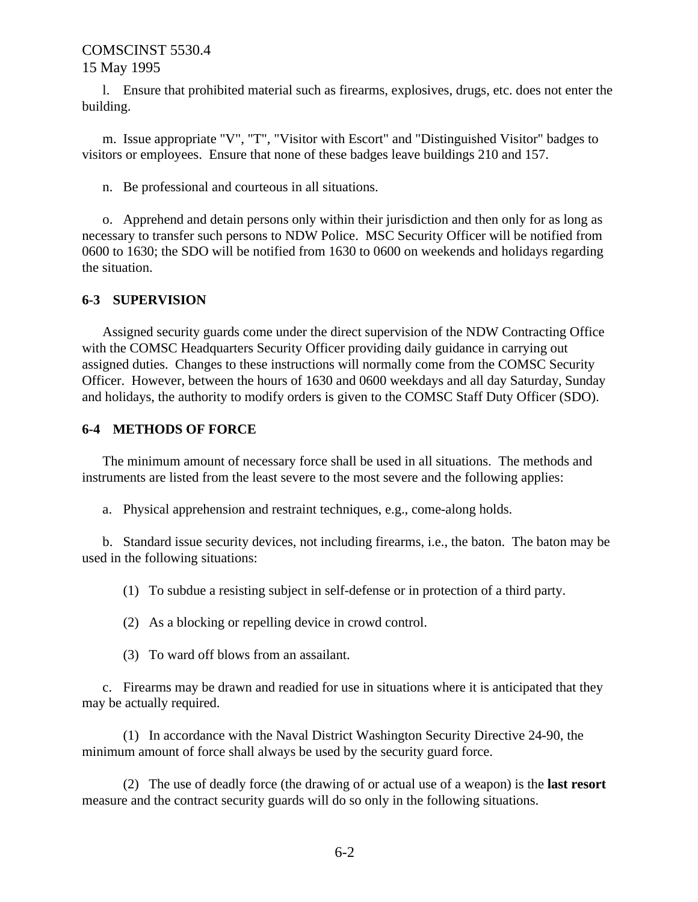l. Ensure that prohibited material such as firearms, explosives, drugs, etc. does not enter the building.

m. Issue appropriate "V", "T", "Visitor with Escort" and "Distinguished Visitor" badges to visitors or employees. Ensure that none of these badges leave buildings 210 and 157.

n. Be professional and courteous in all situations.

o. Apprehend and detain persons only within their jurisdiction and then only for as long as necessary to transfer such persons to NDW Police. MSC Security Officer will be notified from 0600 to 1630; the SDO will be notified from 1630 to 0600 on weekends and holidays regarding the situation.

**6-3 SUPERVISION**

Assigned security guards come under the direct supervision of the NDW Contracting Office with the COMSC Headquarters Security Officer providing daily guidance in carrying out assigned duties. Changes to these instructions will normally come from the COMSC Security Officer. However, between the hours of 1630 and 0600 weekdays and all day Saturday, Sunday and holidays, the authority to modify orders is given to the COMSC Staff Duty Officer (SDO).

**6-4 METHODS OF FORCE**

The minimum amount of necessary force shall be used in all situations. The methods and instruments are listed from the least severe to the most severe and the following applies:

a. Physical apprehension and restraint techniques, e.g., come-along holds.

b. Standard issue security devices, not including firearms, i.e., the baton. The baton may be used in the following situations:

(1) To subdue a resisting subject in self-defense or in protection of a third party.

(2) As a blocking or repelling device in crowd control.

(3) To ward off blows from an assailant.

c. Firearms may be drawn and readied for use in situations where it is anticipated that they may be actually required.

(1) In accordance with the Naval District Washington Security Directive 24-90, the minimum amount of force shall always be used by the security guard force.

(2) The use of deadly force (the drawing of or actual use of a weapon) is the **last resort** measure and the contract security guards will do so only in the following situations.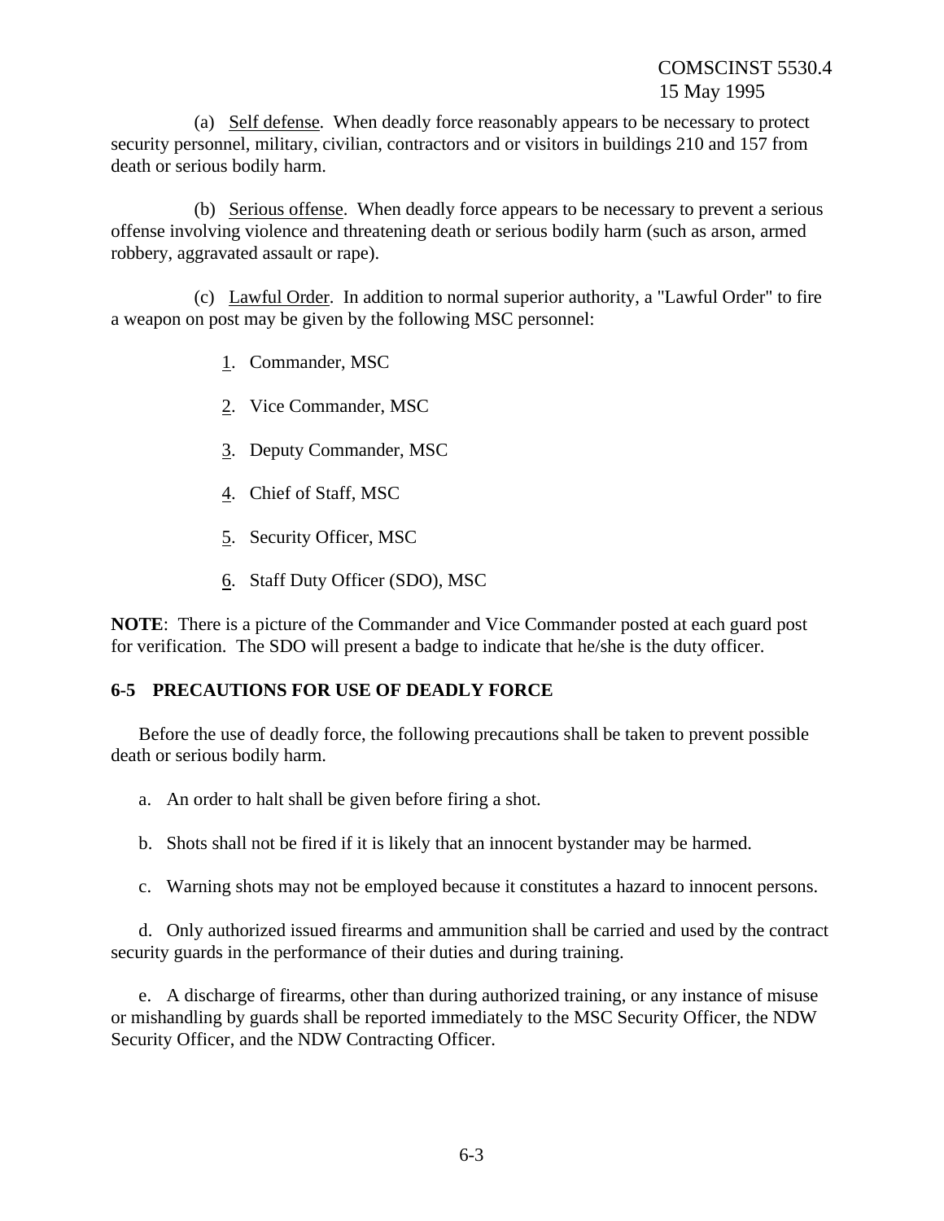(a) Self defense. When deadly force reasonably appears to be necessary to protect security personnel, military, civilian, contractors and or visitors in buildings 210 and 157 from death or serious bodily harm.

(b) Serious offense. When deadly force appears to be necessary to prevent a serious offense involving violence and threatening death or serious bodily harm (such as arson, armed robbery, aggravated assault or rape).

(c) Lawful Order. In addition to normal superior authority, a "Lawful Order" to fire a weapon on post may be given by the following MSC personnel:

1. Commander, MSC

2. Vice Commander, MSC

3. Deputy Commander, MSC

4. Chief of Staff, MSC

5. Security Officer, MSC

6. Staff Duty Officer (SDO), MSC

**NOTE**: There is a picture of the Commander and Vice Commander posted at each guard post for verification. The SDO will present a badge to indicate that he/she is the duty officer.

## 6-5 PRECAUTIONS FOR USE OF DEADLY FORCE

Before the use of deadly force, the following precautions shall be taken to prevent possible death or serious bodily harm.

a. An order to halt shall be given before firing a shot.

b. Shots shall not be fired if it is likely that an innocent bystander may be harmed.

c. Warning shots may not be employed because it constitutes a hazard to innocent persons.

d. Only authorized issued firearms and ammunition shall be carried and used by the contract security guards in the performance of their duties and during training.

e. A discharge of firearms, other than during authorized training, or any instance of misuse or mishandling by guards shall be reported immediately to the MSC Security Officer, the NDW Security Officer, and the NDW Contracting Officer.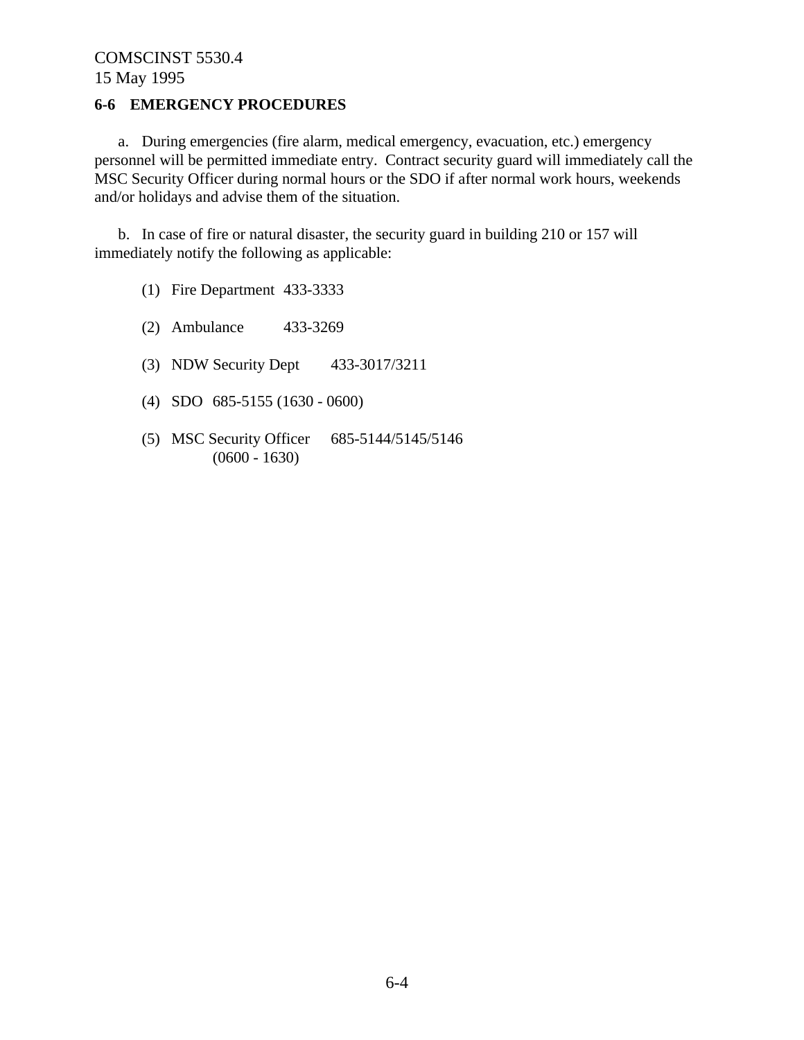## 6-6 EMERGENCY PROCEDURES

a. During emergencies (fire alarm, medical emergency, evacuation, etc.) emergency personnel will be permitted immediate entry. Contract security guard will immediately call the MSC Security Officer during normal hours or the SDO if after normal work hours, weekends and/or holidays and advise them of the situation.

b. In case of fire or natural disaster, the security guard in building 210 or 157 will immediately notify the following as applicable:

(1) Fire Department 433-3333

(2) Ambulance 433-3269

(3) NDW Security Dept 433-3017/3211

(4) SDO 685-5155 (1630 - 0600)

(5) MSC Security Officer 685-5144/5145/5146 (0600 - 1630)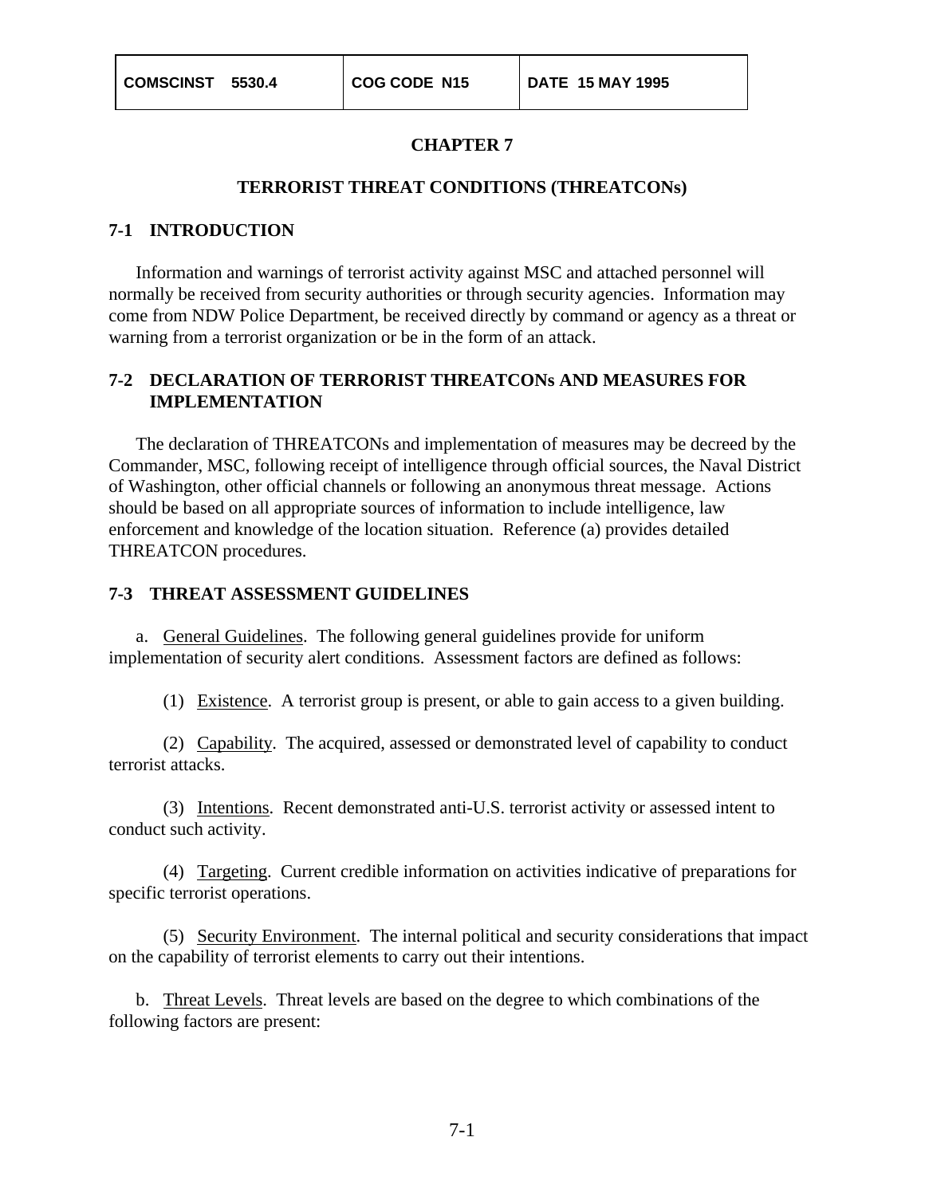# CHAPTER 7

## TERRORIST THREAT CONDITIONS (THREATCONs)

### 7-1 INTRODUCTION

Information and warnings of terrorist activity against MSC and attached personnel will normally be received from security authorities or through security agencies. Information may come from NDW Police Department, be received directly by command or agency as a threat or warning from a terrorist organization or be in the form of an attack.

### 7-2 DECLARATION OF TERRORIST THREATCONs AND MEASURES FOR IMPLEMENTATION

The declaration of THREATCONs and implementation of measures may be decreed by the Commander, MSC, following receipt of intelligence through official sources, the Naval District of Washington, other official channels or following an anonymous threat message. Actions should be based on all appropriate sources of information to include intelligence, law enforcement and knowledge of the location situation. Reference (a) provides detailed THREATCON procedures.

### 7-3 THREAT ASSESSMENT GUIDELINES

a. General Guidelines. The following general guidelines provide for uniform implementation of security alert conditions. Assessment factors are defined as follows:

(1) Existence. A terrorist group is present, or able to gain access to a given building.

(2) Capability. The acquired, assessed or demonstrated level of capability to conduct terrorist attacks.

(3) Intentions. Recent demonstrated anti-U.S. terrorist activity or assessed intent to conduct such activity.

(4) Targeting. Current credible information on activities indicative of preparations for specific terrorist operations.

(5) Security Environment. The internal political and security considerations that impact on the capability of terrorist elements to carry out their intentions.

b. Threat Levels. Threat levels are based on the degree to which combinations of the following factors are present: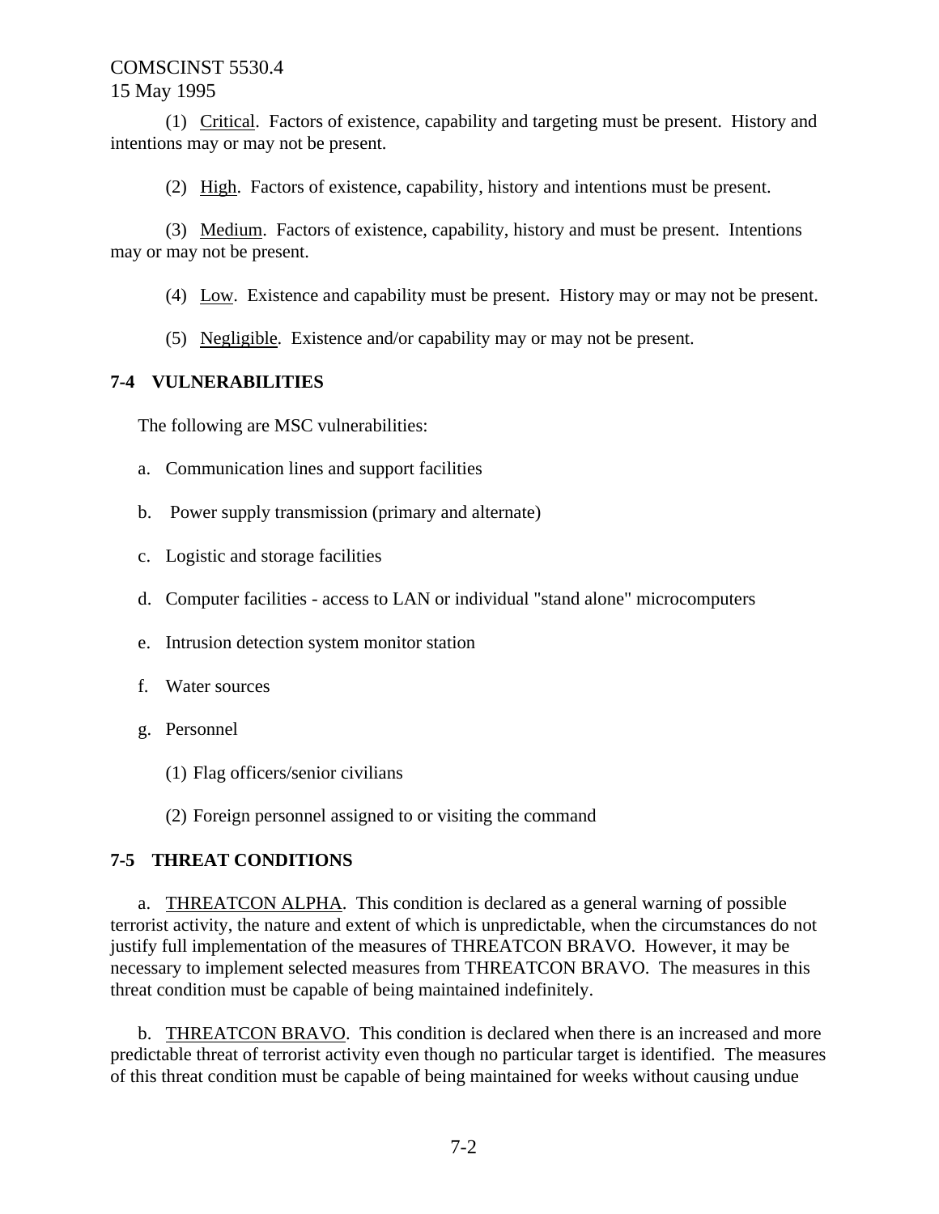(1) Critical. Factors of existence, capability and targeting must be present. History and intentions may or may not be present.

(2) High. Factors of existence, capability, history and intentions must be present.

(3) Medium. Factors of existence, capability, history and must be present. Intentions may or may not be present.

(4) Low. Existence and capability must be present. History may or may not be present.

(5) Negligible. Existence and/or capability may or may not be present.

**7-4 VULNERABILITIES**

The following are MSC vulnerabilities:

a. Communication lines and support facilities

b. Power supply transmission (primary and alternate)

c. Logistic and storage facilities

d. Computer facilities - access to LAN or individual "stand alone" microcomputers

e. Intrusion detection system monitor station

f. Water sources

g. Personnel

(1) Flag officers/senior civilians

(2) Foreign personnel assigned to or visiting the command

**7-5 THREAT CONDITIONS**

a. THREATCON ALPHA. This condition is declared as a general warning of possible terrorist activity, the nature and extent of which is unpredictable, when the circumstances do not justify full implementation of the measures of THREATCON BRAVO. However, it may be necessary to implement selected measures from THREATCON BRAVO. The measures in this threat condition must be capable of being maintained indefinitely.

b. THREATCON BRAVO. This condition is declared when there is an increased and more predictable threat of terrorist activity even though no particular target is identified. The measures of this threat condition must be capable of being maintained for weeks without causing undue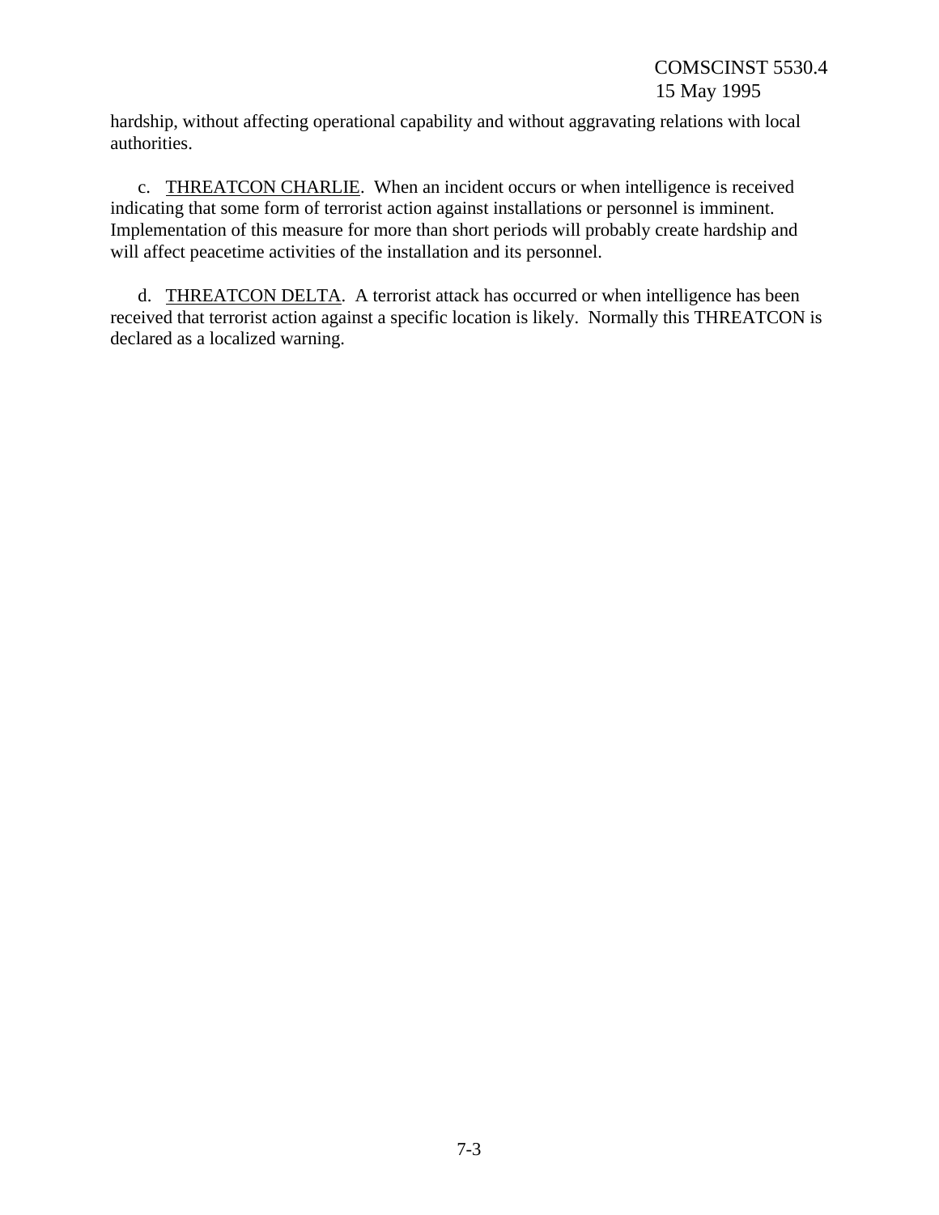hardship, without affecting operational capability and without aggravating relations with local authorities.

c. <u>THREATCON CHARLIE</u>. When an incident occurs or when intelligence is received indicating that some form of terrorist action against installations or personnel is imminent. Implementation of this measure for more than short periods will probably create hardship and will affect peacetime activities of the installation and its personnel.

d. <u>THREATCON DELTA</u>. A terrorist attack has occurred or when intelligence has been received that terrorist action against a specific location is likely. Normally this THREATCON is declared as a localized warning.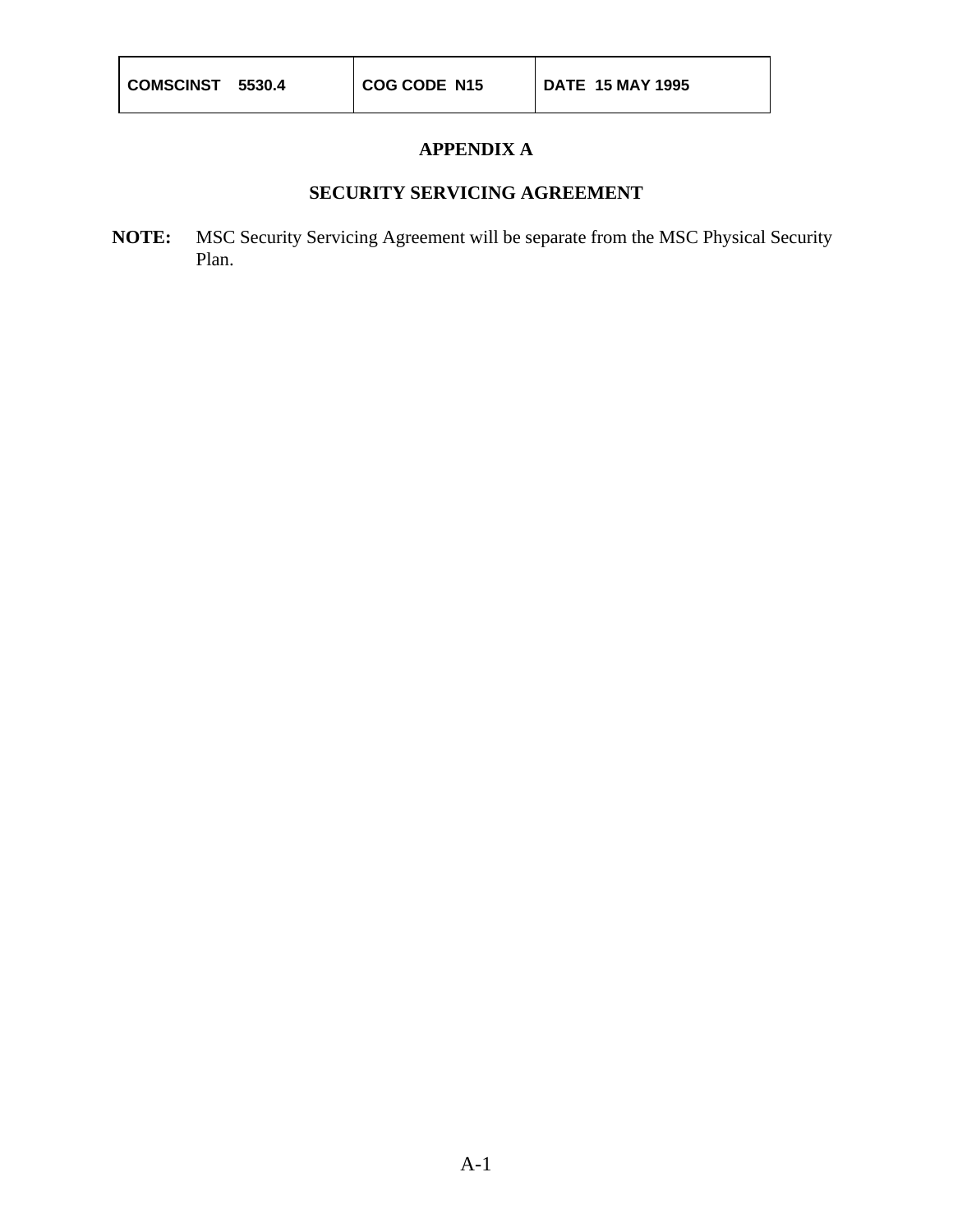# APPENDIX A

## SECURITY SERVICING AGREEMENT

**NOTE:** MSC Security Servicing Agreement will be separate from the MSC Physical Security Plan.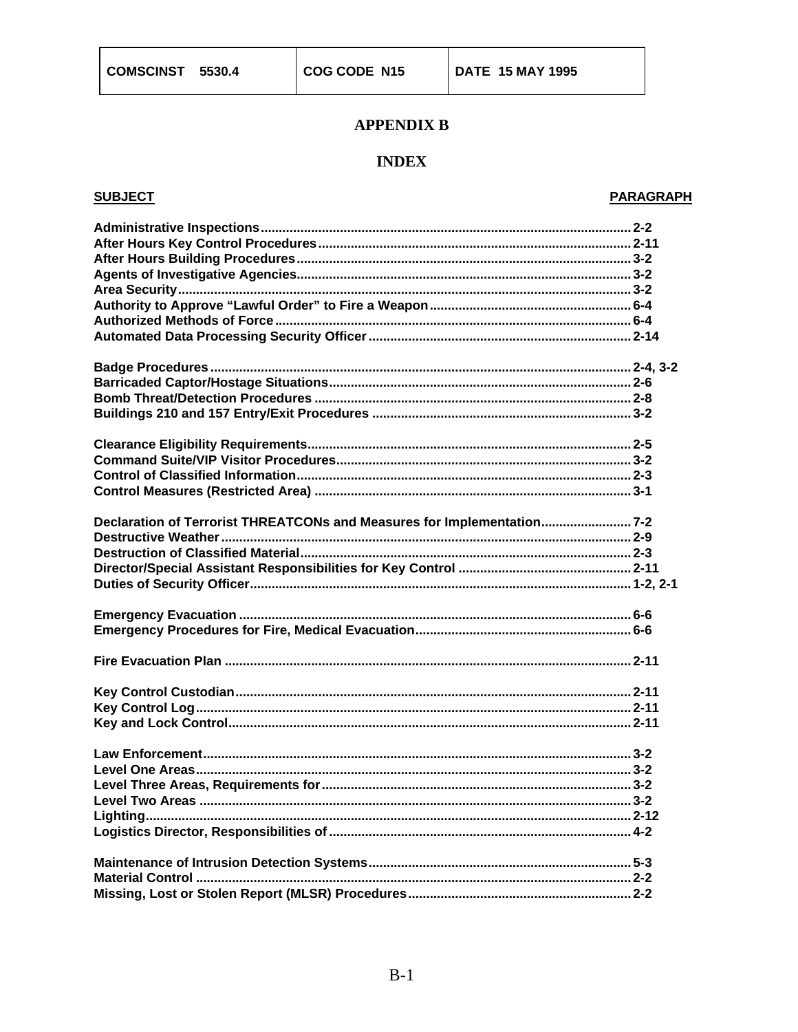| COMSCINST 5530.4 | COG CODE N15 | DATE 15 MAY 1995 |
|---|---|---|

# APPENDIX B

## INDEX

| SUBJECT | PARAGRAPH |
|---|---|
| Administrative Inspections | 2-2 |
| After Hours Key Control Procedures | 2-11 |
| After Hours Building Procedures | 3-2 |
| Agents of Investigative Agencies | 3-2 |
| Area Security | 3-2 |
| Authority to Approve “Lawful Order” to Fire a Weapon | 6-4 |
| Authorized Methods of Force | 6-4 |
| Automated Data Processing Security Officer | 2-14 |
| | |
| Badge Procedures | 2-4, 3-2 |
| Barricaded Captor/Hostage Situations | 2-6 |
| Bomb Threat/Detection Procedures | 2-8 |
| Buildings 210 and 157 Entry/Exit Procedures | 3-2 |
| | |
| Clearance Eligibility Requirements | 2-5 |
| Command Suite/VIP Visitor Procedures | 3-2 |
| Control of Classified Information | 2-3 |
| Control Measures (Restricted Area) | 3-1 |
| | |
| Declaration of Terrorist THREATCONs and Measures for Implementation | 7-2 |
| Destructive Weather | 2-9 |
| Destruction of Classified Material | 2-3 |
| Director/Special Assistant Responsibilities for Key Control | 2-11 |
| Duties of Security Officer | 1-2, 2-1 |
| | |
| Emergency Evacuation | 6-6 |
| Emergency Procedures for Fire, Medical Evacuation | 6-6 |
| | |
| Fire Evacuation Plan | 2-11 |
| | |
| Key Control Custodian | 2-11 |
| Key Control Log | 2-11 |
| Key and Lock Control | 2-11 |
| | |
| Law Enforcement | 3-2 |
| Level One Areas | 3-2 |
| Level Three Areas, Requirements for | 3-2 |
| Level Two Areas | 3-2 |
| Lighting | 2-12 |
| Logistics Director, Responsibilities of | 4-2 |
| | |
| Maintenance of Intrusion Detection Systems | 5-3 |
| Material Control | 2-2 |
| Missing, Lost or Stolen Report (MLSR) Procedures | 2-2 |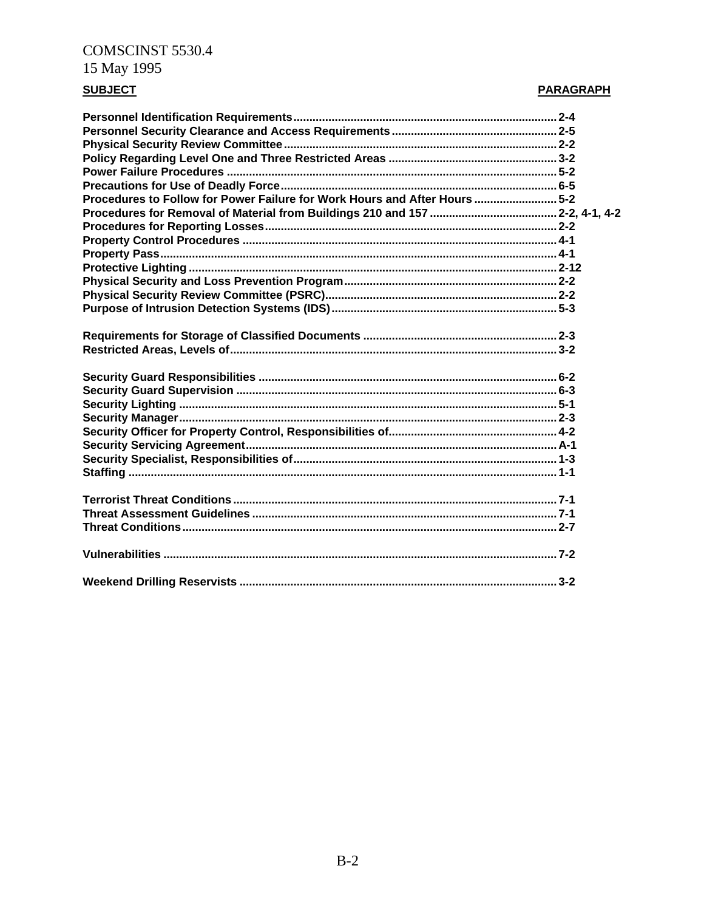| **SUBJECT** | **PARAGRAPH** |
| --- | --- |
| **Personnel Identification Requirements** | **2-4** |
| **Personnel Security Clearance and Access Requirements** | **2-5** |
| **Physical Security Review Committee** | **2-2** |
| **Policy Regarding Level One and Three Restricted Areas** | **3-2** |
| **Power Failure Procedures** | **5-2** |
| **Precautions for Use of Deadly Force** | **6-5** |
| **Procedures to Follow for Power Failure for Work Hours and After Hours** | **5-2** |
| **Procedures for Removal of Material from Buildings 210 and 157** | **2-2, 4-1, 4-2** |
| **Procedures for Reporting Losses** | **2-2** |
| **Property Control Procedures** | **4-1** |
| **Property Pass** | **4-1** |
| **Protective Lighting** | **2-12** |
| **Physical Security and Loss Prevention Program** | **2-2** |
| **Physical Security Review Committee (PSRC)** | **2-2** |
| **Purpose of Intrusion Detection Systems (IDS)** | **5-3** |
| | |
| **Requirements for Storage of Classified Documents** | **2-3** |
| **Restricted Areas, Levels of** | **3-2** |
| | |
| **Security Guard Responsibilities** | **6-2** |
| **Security Guard Supervision** | **6-3** |
| **Security Lighting** | **5-1** |
| **Security Manager** | **2-3** |
| **Security Officer for Property Control, Responsibilities of** | **4-2** |
| **Security Servicing Agreement** | **A-1** |
| **Security Specialist, Responsibilities of** | **1-3** |
| **Staffing** | **1-1** |
| | |
| **Terrorist Threat Conditions** | **7-1** |
| **Threat Assessment Guidelines** | **7-1** |
| **Threat Conditions** | **2-7** |
| | |
| **Vulnerabilities** | **7-2** |
| | |
| **Weekend Drilling Reservists** | **3-2** |